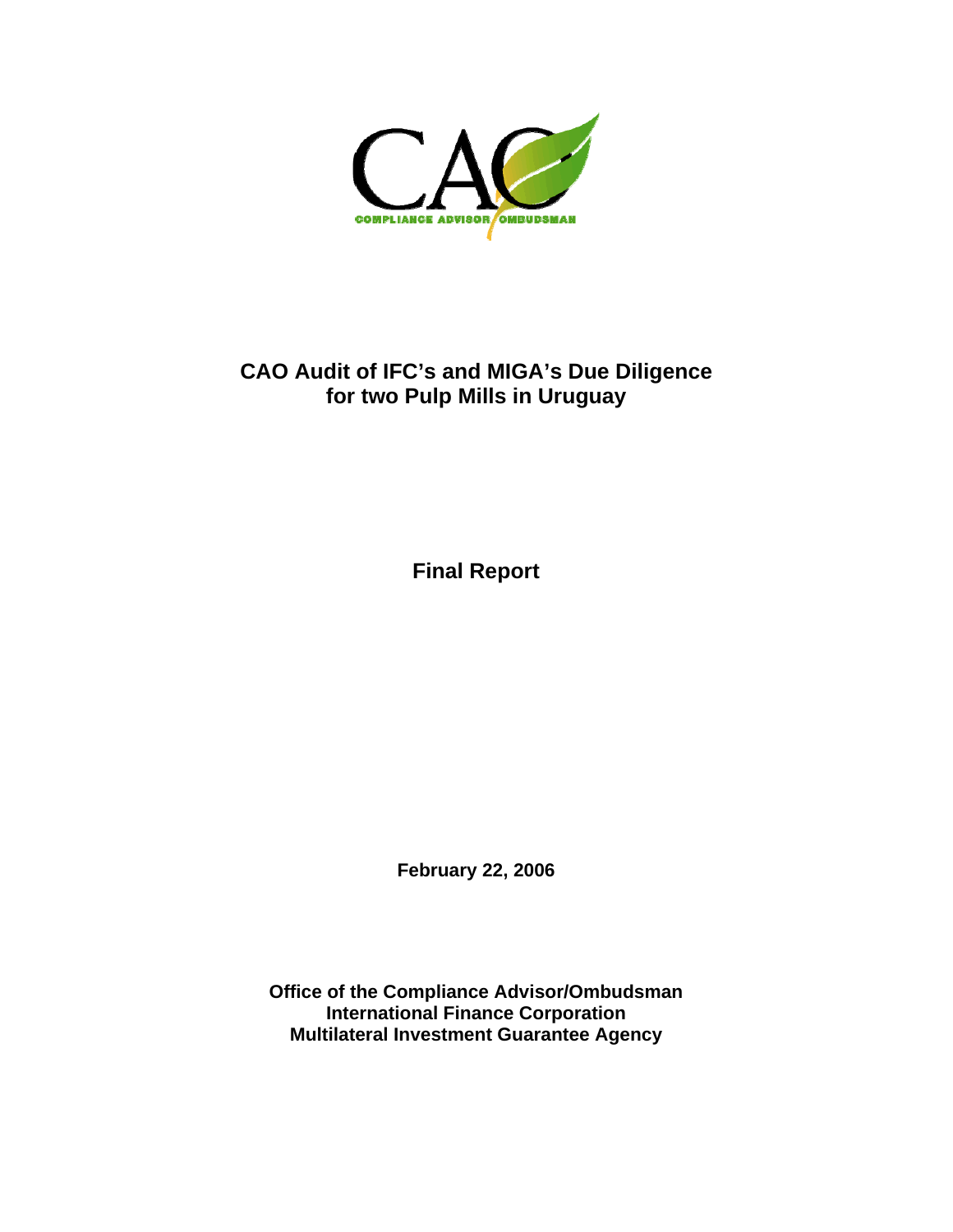CAO

COMPLIANCE ADVISOR/OMBUDSMAN

# CAO Audit of IFC's and MIGA's Due Diligence for two Pulp Mills in Uruguay

## Final Report

**February 22, 2006**

**Office of the Compliance Advisor/Ombudsman**
**International Finance Corporation**
**Multilateral Investment Guarantee Agency**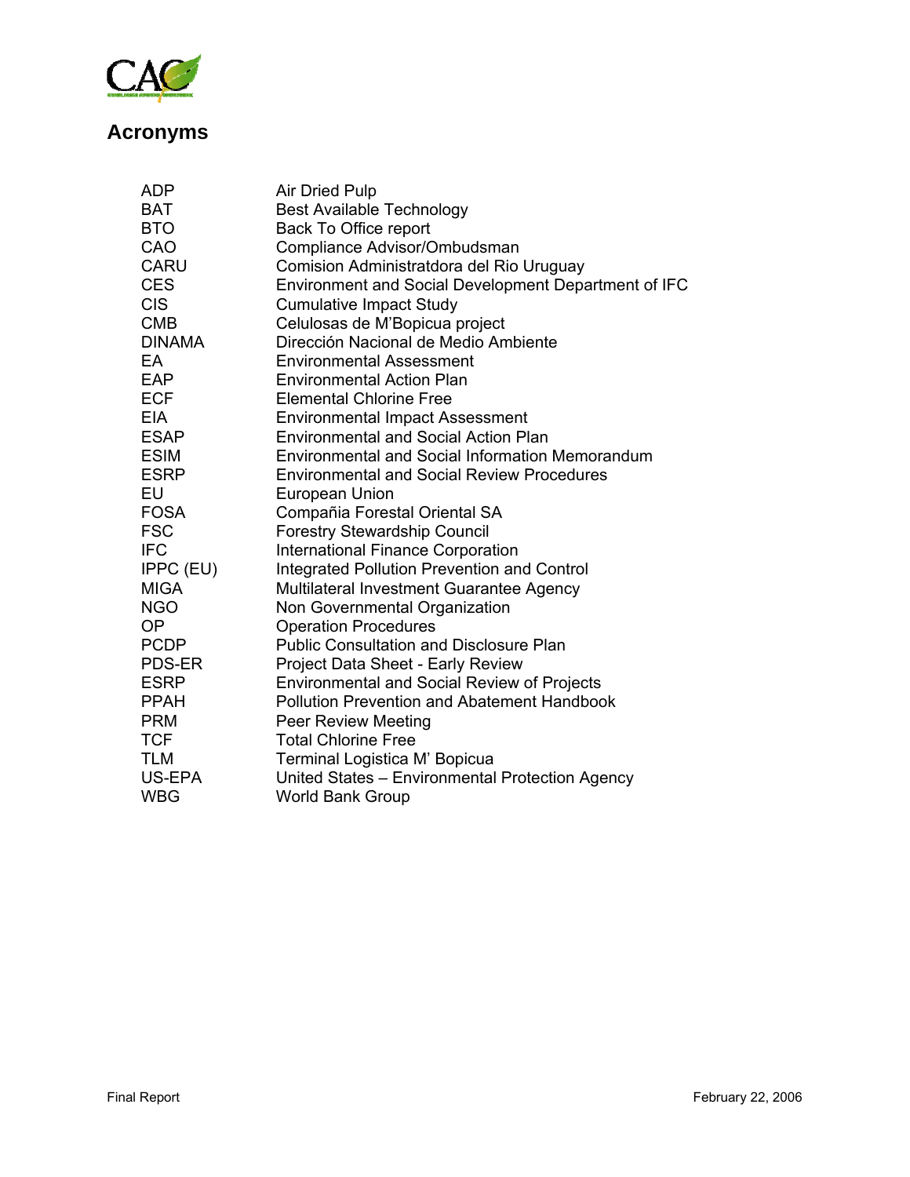## Acronyms

| | |
|---|---|
| ADP | Air Dried Pulp |
| BAT | Best Available Technology |
| BTO | Back To Office report |
| CAO | Compliance Advisor/Ombudsman |
| CARU | Comision Administratdora del Rio Uruguay |
| CES | Environment and Social Development Department of IFC |
| CIS | Cumulative Impact Study |
| CMB | Celulosas de M'Bopicua project |
| DINAMA | Dirección Nacional de Medio Ambiente |
| EA | Environmental Assessment |
| EAP | Environmental Action Plan |
| ECF | Elemental Chlorine Free |
| EIA | Environmental Impact Assessment |
| ESAP | Environmental and Social Action Plan |
| ESIM | Environmental and Social Information Memorandum |
| ESRP | Environmental and Social Review Procedures |
| EU | European Union |
| FOSA | Compañia Forestal Oriental SA |
| FSC | Forestry Stewardship Council |
| IFC | International Finance Corporation |
| IPPC (EU) | Integrated Pollution Prevention and Control |
| MIGA | Multilateral Investment Guarantee Agency |
| NGO | Non Governmental Organization |
| OP | Operation Procedures |
| PCDP | Public Consultation and Disclosure Plan |
| PDS-ER | Project Data Sheet - Early Review |
| ESRP | Environmental and Social Review of Projects |
| PPAH | Pollution Prevention and Abatement Handbook |
| PRM | Peer Review Meeting |
| TCF | Total Chlorine Free |
| TLM | Terminal Logistica M' Bopicua |
| US-EPA | United States – Environmental Protection Agency |
| WBG | World Bank Group |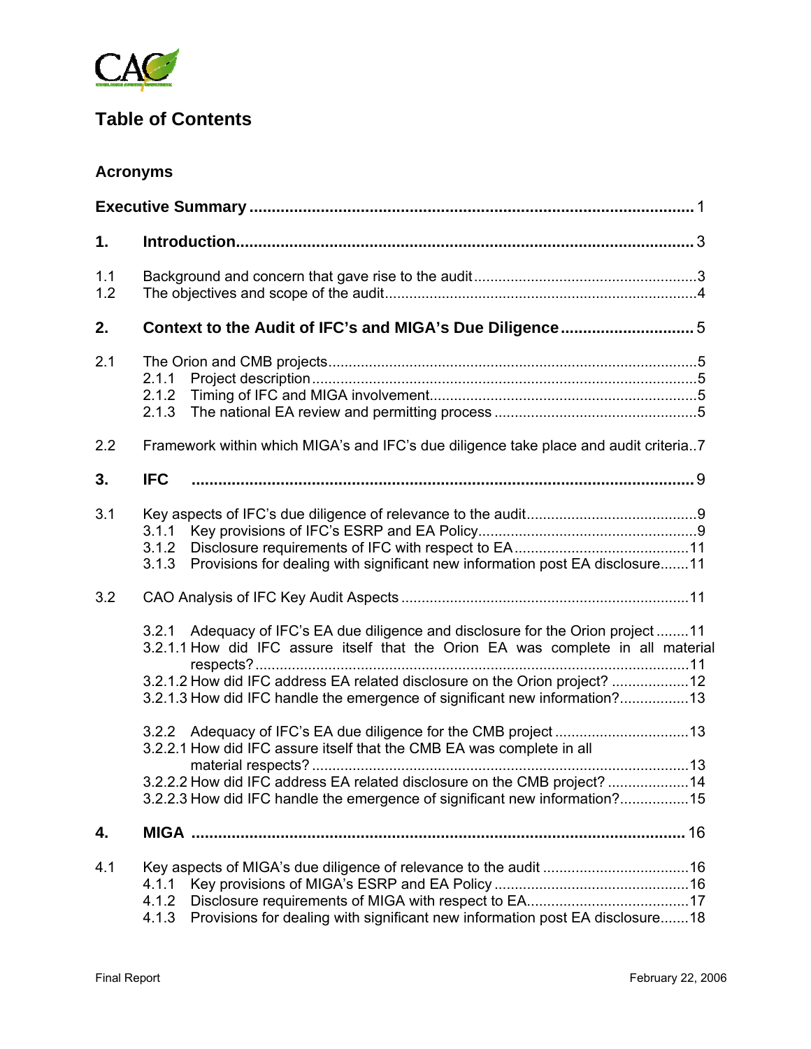# Table of Contents

**Acronyms**

**Executive Summary** .......... 1

**1. Introduction** .......... 3

1.1 Background and concern that gave rise to the audit .......... 3
1.2 The objectives and scope of the audit .......... 4

**2. Context to the Audit of IFC's and MIGA's Due Diligence** .......... 5

2.1 The Orion and CMB projects .......... 5
- 2.1.1 Project description .......... 5
- 2.1.2 Timing of IFC and MIGA involvement .......... 5
- 2.1.3 The national EA review and permitting process .......... 5

2.2 Framework within which MIGA's and IFC's due diligence take place and audit criteria .......... 7

**3. IFC** .......... 9

3.1 Key aspects of IFC's due diligence of relevance to the audit .......... 9
- 3.1.1 Key provisions of IFC's ESRP and EA Policy .......... 9
- 3.1.2 Disclosure requirements of IFC with respect to EA .......... 11
- 3.1.3 Provisions for dealing with significant new information post EA disclosure .......... 11

3.2 CAO Analysis of IFC Key Audit Aspects .......... 11
- 3.2.1 Adequacy of IFC's EA due diligence and disclosure for the Orion project .......... 11
- 3.2.1.1 How did IFC assure itself that the Orion EA was complete in all material respects? .......... 11
- 3.2.1.2 How did IFC address EA related disclosure on the Orion project? .......... 12
- 3.2.1.3 How did IFC handle the emergence of significant new information? .......... 13
- 3.2.2 Adequacy of IFC's EA due diligence for the CMB project .......... 13
- 3.2.2.1 How did IFC assure itself that the CMB EA was complete in all material respects? .......... 13
- 3.2.2.2 How did IFC address EA related disclosure on the CMB project? .......... 14
- 3.2.2.3 How did IFC handle the emergence of significant new information? .......... 15

**4. MIGA** .......... 16

4.1 Key aspects of MIGA's due diligence of relevance to the audit .......... 16
- 4.1.1 Key provisions of MIGA's ESRP and EA Policy .......... 16
- 4.1.2 Disclosure requirements of MIGA with respect to EA .......... 17
- 4.1.3 Provisions for dealing with significant new information post EA disclosure .......... 18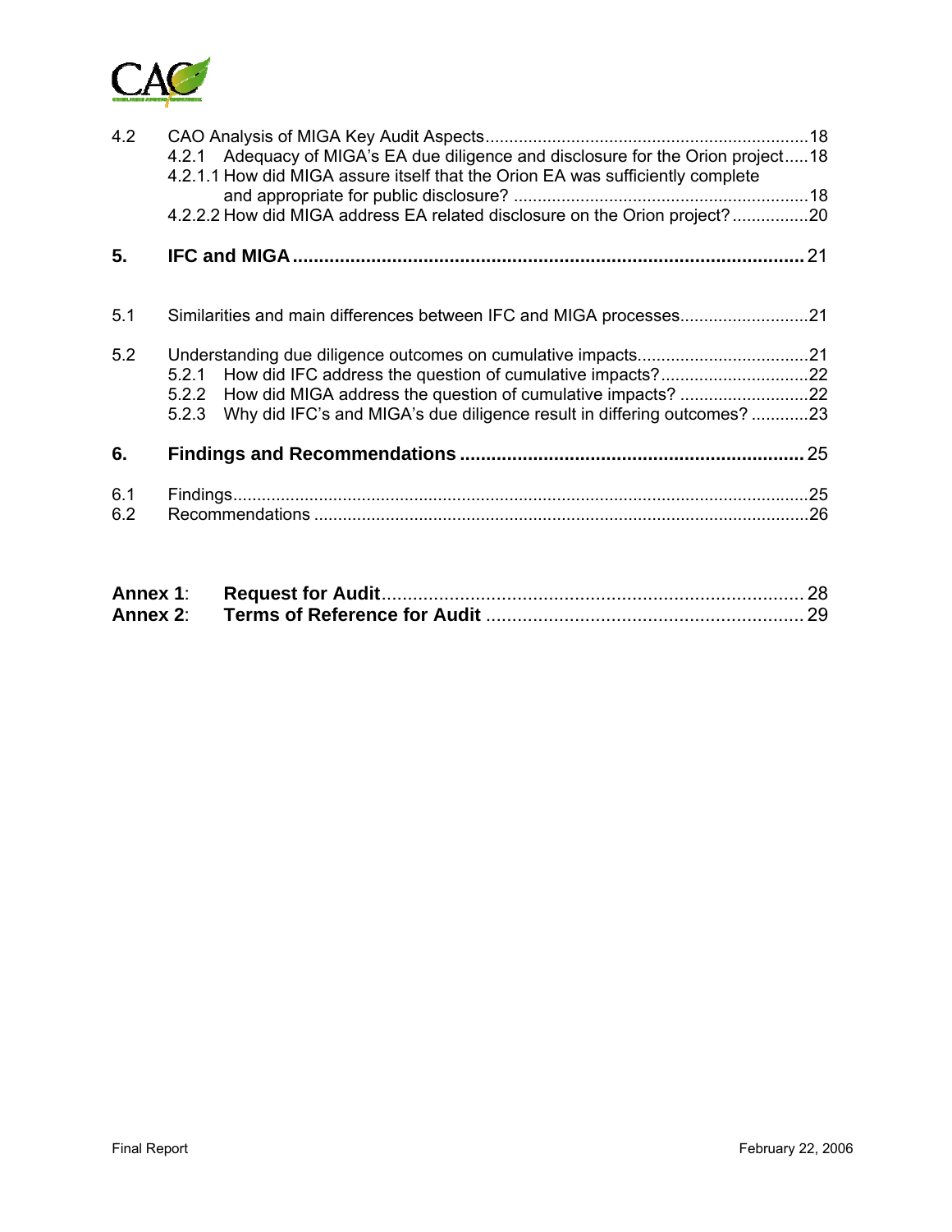4.2 CAO Analysis of MIGA Key Audit Aspects....................................................................18
  4.2.1 Adequacy of MIGA's EA due diligence and disclosure for the Orion project.....18
  4.2.1.1 How did MIGA assure itself that the Orion EA was sufficiently complete and appropriate for public disclosure? .............................................................18
  4.2.2.2 How did MIGA address EA related disclosure on the Orion project?................20

**5. IFC and MIGA ................................................................................................ 21**

5.1 Similarities and main differences between IFC and MIGA processes...........................21

5.2 Understanding due diligence outcomes on cumulative impacts....................................21
  5.2.1 How did IFC address the question of cumulative impacts?...............................22
  5.2.2 How did MIGA address the question of cumulative impacts? ...........................22
  5.2.3 Why did IFC's and MIGA's due diligence result in differing outcomes? ............23

**6. Findings and Recommendations ................................................................. 25**

6.1 Findings.......................................................................................................................25
6.2 Recommendations ......................................................................................................26

**Annex 1**: **Request for Audit**.................................................................................. 28
**Annex 2**: **Terms of Reference for Audit** ............................................................. 29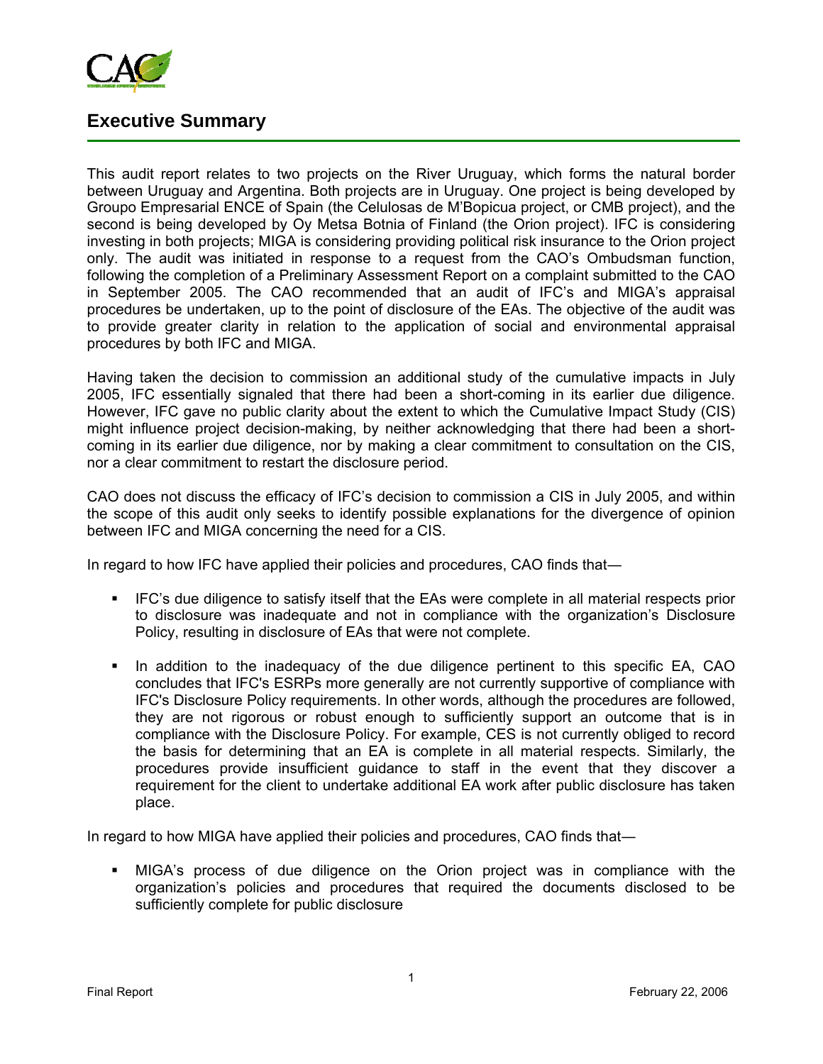## Executive Summary

This audit report relates to two projects on the River Uruguay, which forms the natural border between Uruguay and Argentina. Both projects are in Uruguay. One project is being developed by Groupo Empresarial ENCE of Spain (the Celulosas de M'Bopicua project, or CMB project), and the second is being developed by Oy Metsa Botnia of Finland (the Orion project). IFC is considering investing in both projects; MIGA is considering providing political risk insurance to the Orion project only. The audit was initiated in response to a request from the CAO's Ombudsman function, following the completion of a Preliminary Assessment Report on a complaint submitted to the CAO in September 2005. The CAO recommended that an audit of IFC's and MIGA's appraisal procedures be undertaken, up to the point of disclosure of the EAs. The objective of the audit was to provide greater clarity in relation to the application of social and environmental appraisal procedures by both IFC and MIGA.

Having taken the decision to commission an additional study of the cumulative impacts in July 2005, IFC essentially signaled that there had been a short-coming in its earlier due diligence. However, IFC gave no public clarity about the extent to which the Cumulative Impact Study (CIS) might influence project decision-making, by neither acknowledging that there had been a short-coming in its earlier due diligence, nor by making a clear commitment to consultation on the CIS, nor a clear commitment to restart the disclosure period.

CAO does not discuss the efficacy of IFC's decision to commission a CIS in July 2005, and within the scope of this audit only seeks to identify possible explanations for the divergence of opinion between IFC and MIGA concerning the need for a CIS.

In regard to how IFC have applied their policies and procedures, CAO finds that—

- IFC's due diligence to satisfy itself that the EAs were complete in all material respects prior to disclosure was inadequate and not in compliance with the organization's Disclosure Policy, resulting in disclosure of EAs that were not complete.
- In addition to the inadequacy of the due diligence pertinent to this specific EA, CAO concludes that IFC's ESRPs more generally are not currently supportive of compliance with IFC's Disclosure Policy requirements. In other words, although the procedures are followed, they are not rigorous or robust enough to sufficiently support an outcome that is in compliance with the Disclosure Policy. For example, CES is not currently obliged to record the basis for determining that an EA is complete in all material respects. Similarly, the procedures provide insufficient guidance to staff in the event that they discover a requirement for the client to undertake additional EA work after public disclosure has taken place.

In regard to how MIGA have applied their policies and procedures, CAO finds that—

- MIGA's process of due diligence on the Orion project was in compliance with the organization's policies and procedures that required the documents disclosed to be sufficiently complete for public disclosure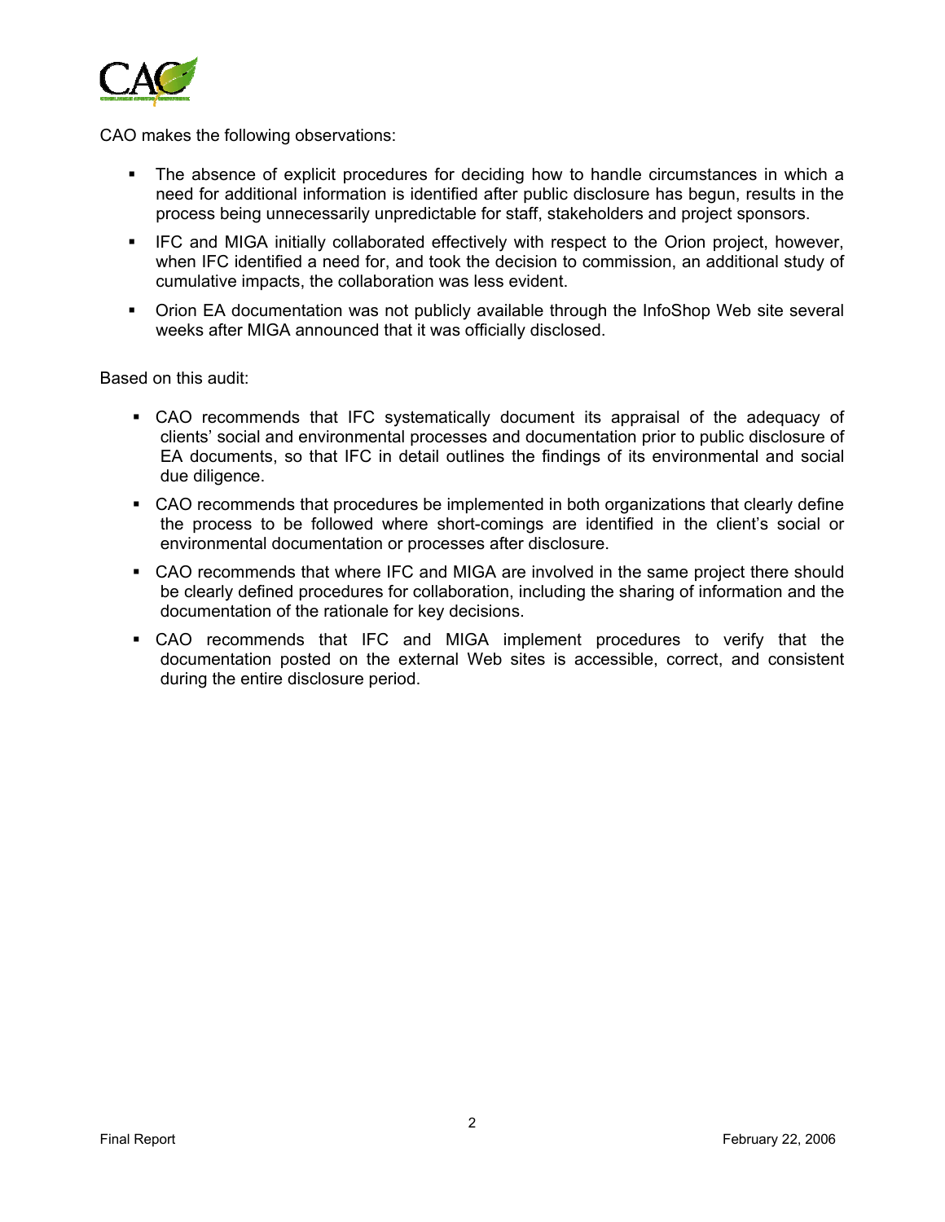CAO makes the following observations:

- The absence of explicit procedures for deciding how to handle circumstances in which a need for additional information is identified after public disclosure has begun, results in the process being unnecessarily unpredictable for staff, stakeholders and project sponsors.
- IFC and MIGA initially collaborated effectively with respect to the Orion project, however, when IFC identified a need for, and took the decision to commission, an additional study of cumulative impacts, the collaboration was less evident.
- Orion EA documentation was not publicly available through the InfoShop Web site several weeks after MIGA announced that it was officially disclosed.

Based on this audit:

- CAO recommends that IFC systematically document its appraisal of the adequacy of clients' social and environmental processes and documentation prior to public disclosure of EA documents, so that IFC in detail outlines the findings of its environmental and social due diligence.
- CAO recommends that procedures be implemented in both organizations that clearly define the process to be followed where short-comings are identified in the client's social or environmental documentation or processes after disclosure.
- CAO recommends that where IFC and MIGA are involved in the same project there should be clearly defined procedures for collaboration, including the sharing of information and the documentation of the rationale for key decisions.
- CAO recommends that IFC and MIGA implement procedures to verify that the documentation posted on the external Web sites is accessible, correct, and consistent during the entire disclosure period.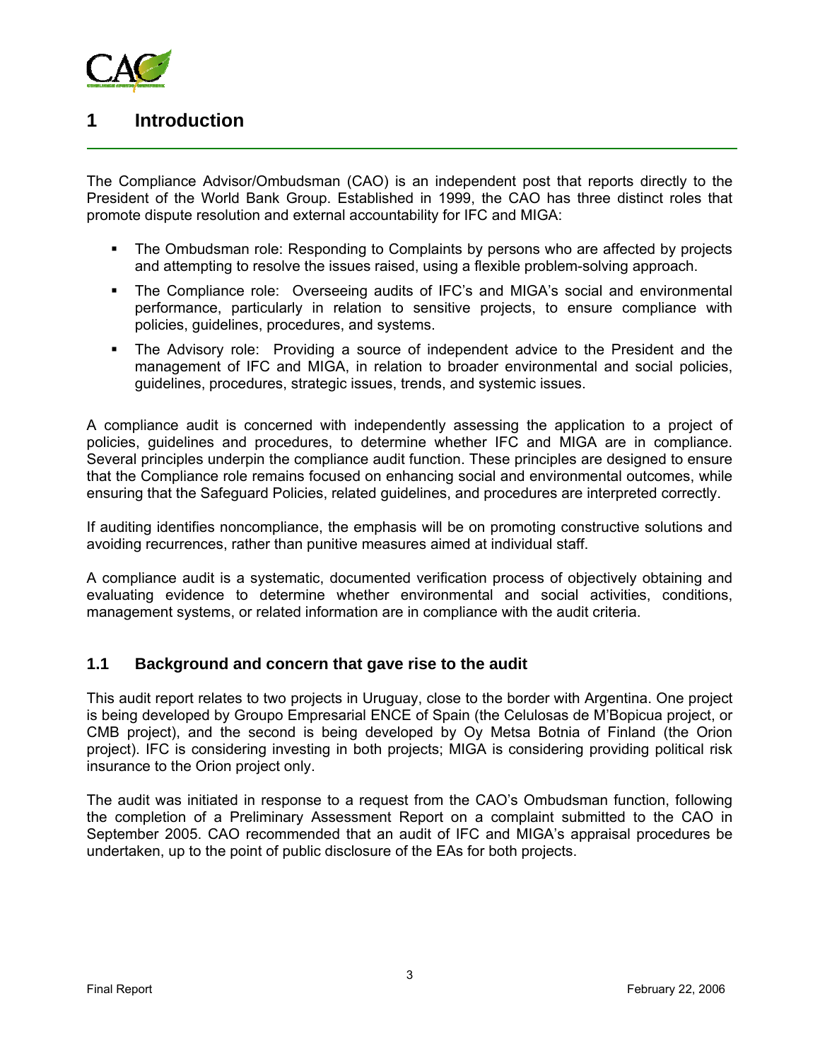# 1 Introduction

The Compliance Advisor/Ombudsman (CAO) is an independent post that reports directly to the President of the World Bank Group. Established in 1999, the CAO has three distinct roles that promote dispute resolution and external accountability for IFC and MIGA:

- The Ombudsman role: Responding to Complaints by persons who are affected by projects and attempting to resolve the issues raised, using a flexible problem-solving approach.
- The Compliance role: Overseeing audits of IFC's and MIGA's social and environmental performance, particularly in relation to sensitive projects, to ensure compliance with policies, guidelines, procedures, and systems.
- The Advisory role: Providing a source of independent advice to the President and the management of IFC and MIGA, in relation to broader environmental and social policies, guidelines, procedures, strategic issues, trends, and systemic issues.

A compliance audit is concerned with independently assessing the application to a project of policies, guidelines and procedures, to determine whether IFC and MIGA are in compliance. Several principles underpin the compliance audit function. These principles are designed to ensure that the Compliance role remains focused on enhancing social and environmental outcomes, while ensuring that the Safeguard Policies, related guidelines, and procedures are interpreted correctly.

If auditing identifies noncompliance, the emphasis will be on promoting constructive solutions and avoiding recurrences, rather than punitive measures aimed at individual staff.

A compliance audit is a systematic, documented verification process of objectively obtaining and evaluating evidence to determine whether environmental and social activities, conditions, management systems, or related information are in compliance with the audit criteria.

## 1.1 Background and concern that gave rise to the audit

This audit report relates to two projects in Uruguay, close to the border with Argentina. One project is being developed by Groupo Empresarial ENCE of Spain (the Celulosas de M'Bopicua project, or CMB project), and the second is being developed by Oy Metsa Botnia of Finland (the Orion project). IFC is considering investing in both projects; MIGA is considering providing political risk insurance to the Orion project only.

The audit was initiated in response to a request from the CAO's Ombudsman function, following the completion of a Preliminary Assessment Report on a complaint submitted to the CAO in September 2005. CAO recommended that an audit of IFC and MIGA's appraisal procedures be undertaken, up to the point of public disclosure of the EAs for both projects.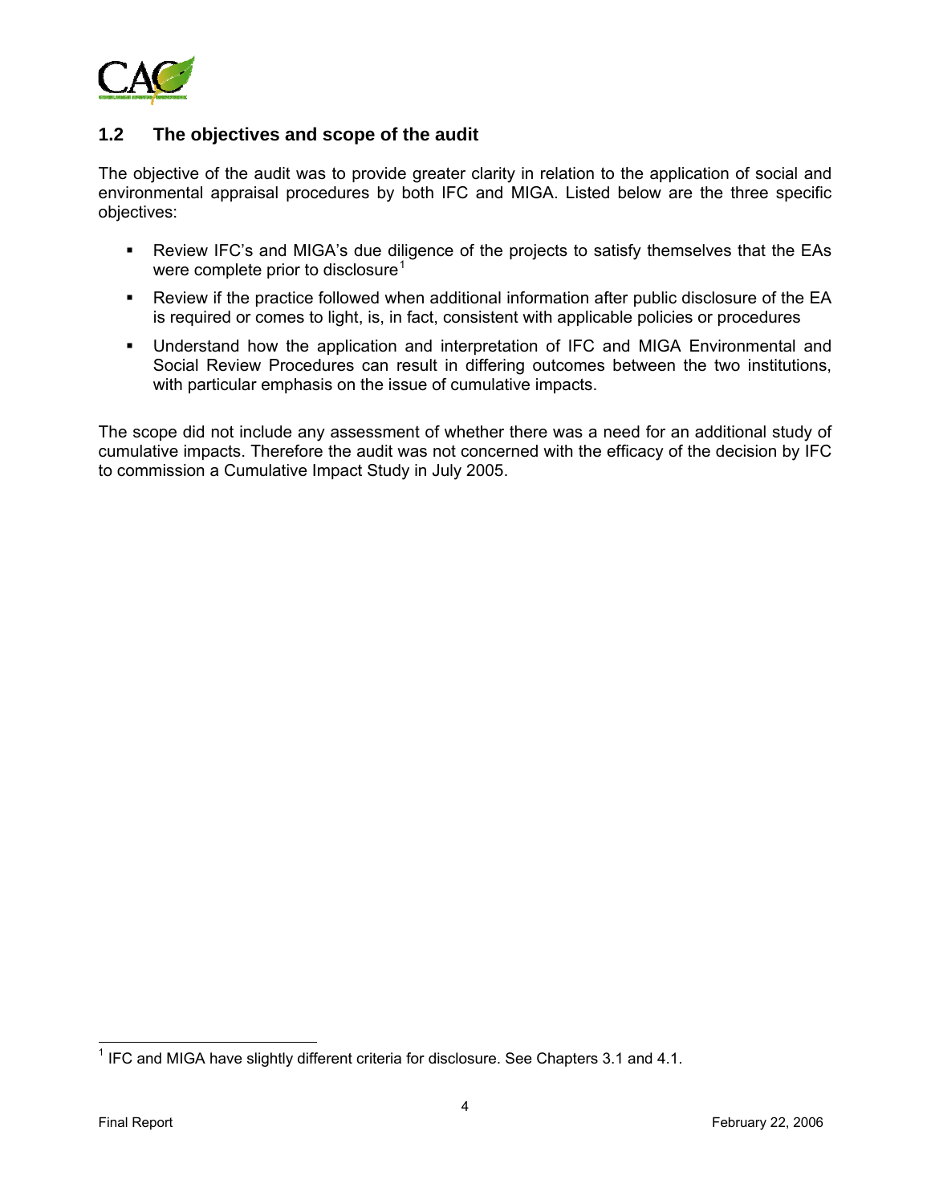## 1.2 The objectives and scope of the audit

The objective of the audit was to provide greater clarity in relation to the application of social and environmental appraisal procedures by both IFC and MIGA. Listed below are the three specific objectives:

- Review IFC's and MIGA's due diligence of the projects to satisfy themselves that the EAs were complete prior to disclosure[1]
- Review if the practice followed when additional information after public disclosure of the EA is required or comes to light, is, in fact, consistent with applicable policies or procedures
- Understand how the application and interpretation of IFC and MIGA Environmental and Social Review Procedures can result in differing outcomes between the two institutions, with particular emphasis on the issue of cumulative impacts.

The scope did not include any assessment of whether there was a need for an additional study of cumulative impacts. Therefore the audit was not concerned with the efficacy of the decision by IFC to commission a Cumulative Impact Study in July 2005.

[1] IFC and MIGA have slightly different criteria for disclosure. See Chapters 3.1 and 4.1.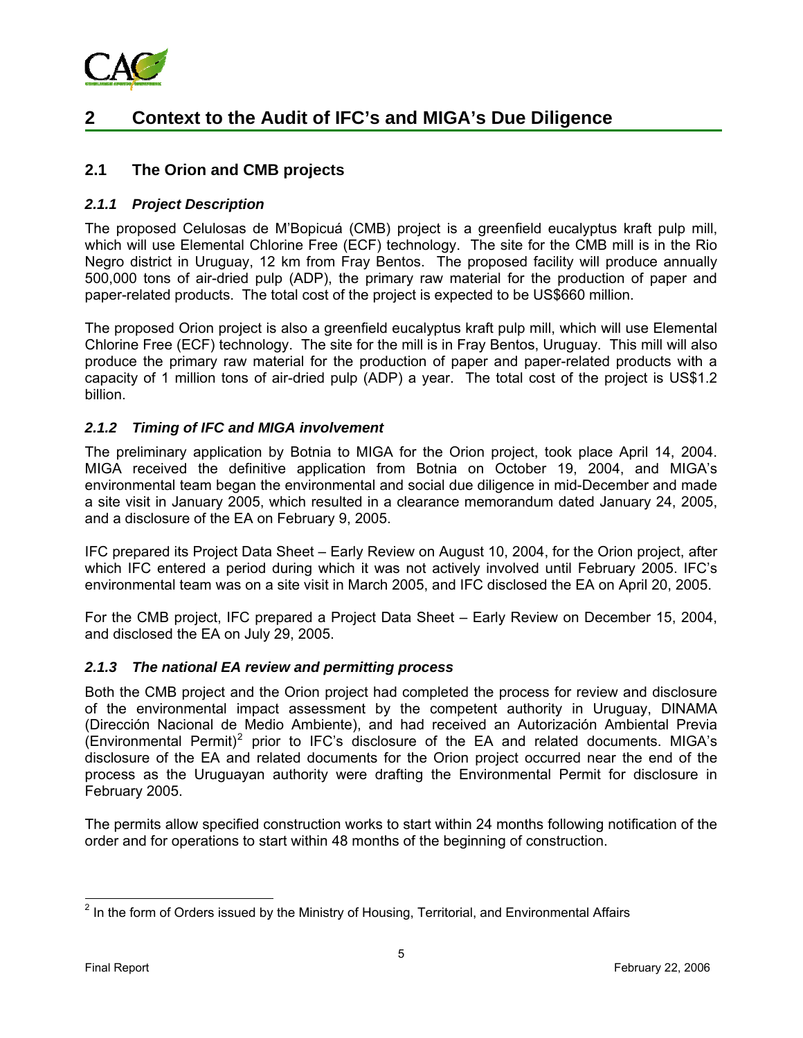## 2 Context to the Audit of IFC's and MIGA's Due Diligence

### 2.1 The Orion and CMB projects

#### *2.1.1 Project Description*

The proposed Celulosas de M'Bopicuá (CMB) project is a greenfield eucalyptus kraft pulp mill, which will use Elemental Chlorine Free (ECF) technology. The site for the CMB mill is in the Rio Negro district in Uruguay, 12 km from Fray Bentos. The proposed facility will produce annually 500,000 tons of air-dried pulp (ADP), the primary raw material for the production of paper and paper-related products. The total cost of the project is expected to be US$660 million.

The proposed Orion project is also a greenfield eucalyptus kraft pulp mill, which will use Elemental Chlorine Free (ECF) technology. The site for the mill is in Fray Bentos, Uruguay. This mill will also produce the primary raw material for the production of paper and paper-related products with a capacity of 1 million tons of air-dried pulp (ADP) a year. The total cost of the project is US$1.2 billion.

#### *2.1.2 Timing of IFC and MIGA involvement*

The preliminary application by Botnia to MIGA for the Orion project, took place April 14, 2004. MIGA received the definitive application from Botnia on October 19, 2004, and MIGA's environmental team began the environmental and social due diligence in mid-December and made a site visit in January 2005, which resulted in a clearance memorandum dated January 24, 2005, and a disclosure of the EA on February 9, 2005.

IFC prepared its Project Data Sheet – Early Review on August 10, 2004, for the Orion project, after which IFC entered a period during which it was not actively involved until February 2005. IFC's environmental team was on a site visit in March 2005, and IFC disclosed the EA on April 20, 2005.

For the CMB project, IFC prepared a Project Data Sheet – Early Review on December 15, 2004, and disclosed the EA on July 29, 2005.

#### *2.1.3 The national EA review and permitting process*

Both the CMB project and the Orion project had completed the process for review and disclosure of the environmental impact assessment by the competent authority in Uruguay, DINAMA (Dirección Nacional de Medio Ambiente), and had received an Autorización Ambiental Previa (Environmental Permit)[2] prior to IFC's disclosure of the EA and related documents. MIGA's disclosure of the EA and related documents for the Orion project occurred near the end of the process as the Uruguayan authority were drafting the Environmental Permit for disclosure in February 2005.

The permits allow specified construction works to start within 24 months following notification of the order and for operations to start within 48 months of the beginning of construction.

[2] In the form of Orders issued by the Ministry of Housing, Territorial, and Environmental Affairs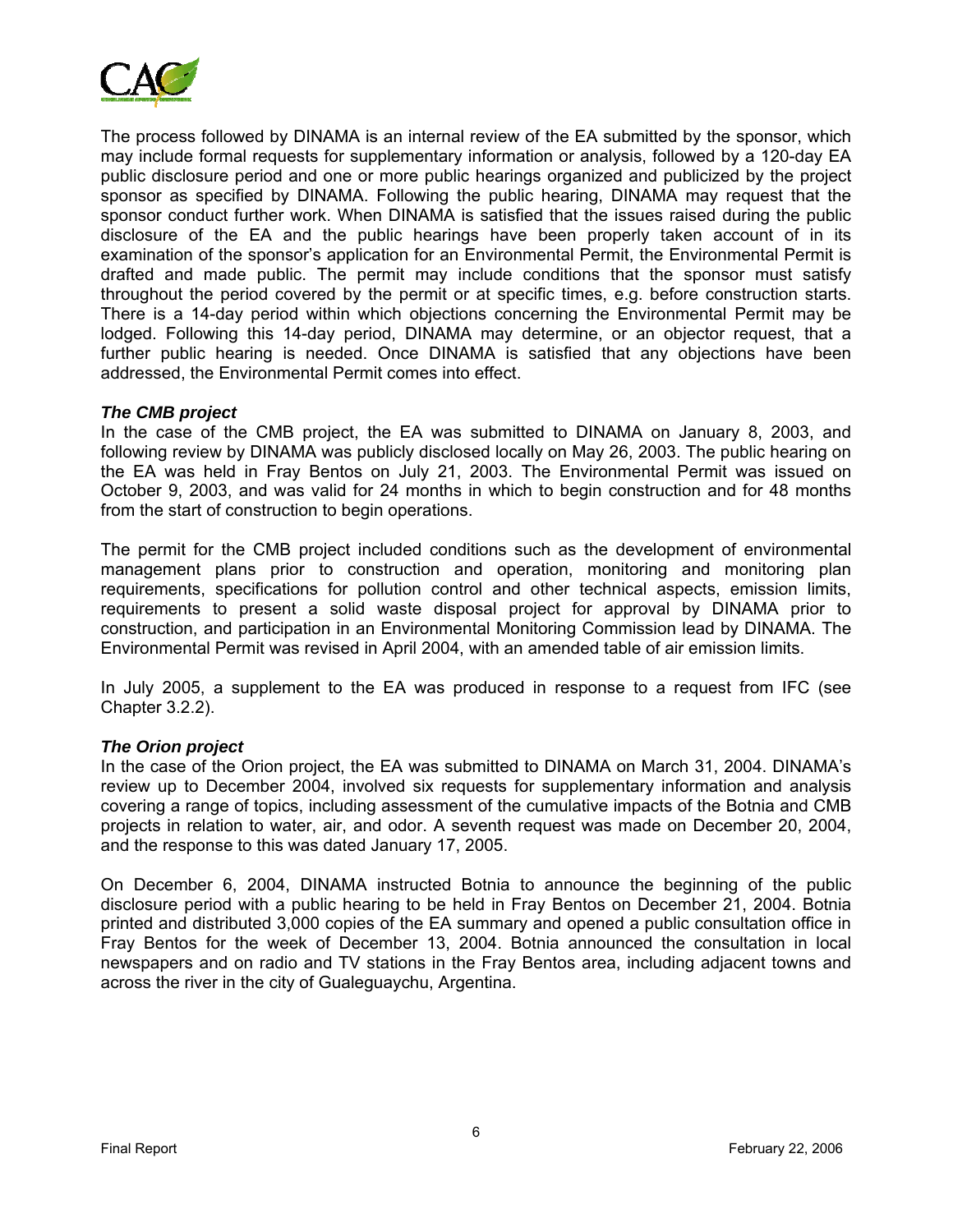The process followed by DINAMA is an internal review of the EA submitted by the sponsor, which may include formal requests for supplementary information or analysis, followed by a 120-day EA public disclosure period and one or more public hearings organized and publicized by the project sponsor as specified by DINAMA. Following the public hearing, DINAMA may request that the sponsor conduct further work. When DINAMA is satisfied that the issues raised during the public disclosure of the EA and the public hearings have been properly taken account of in its examination of the sponsor's application for an Environmental Permit, the Environmental Permit is drafted and made public. The permit may include conditions that the sponsor must satisfy throughout the period covered by the permit or at specific times, e.g. before construction starts. There is a 14-day period within which objections concerning the Environmental Permit may be lodged. Following this 14-day period, DINAMA may determine, or an objector request, that a further public hearing is needed. Once DINAMA is satisfied that any objections have been addressed, the Environmental Permit comes into effect.

***The CMB project***

In the case of the CMB project, the EA was submitted to DINAMA on January 8, 2003, and following review by DINAMA was publicly disclosed locally on May 26, 2003. The public hearing on the EA was held in Fray Bentos on July 21, 2003. The Environmental Permit was issued on October 9, 2003, and was valid for 24 months in which to begin construction and for 48 months from the start of construction to begin operations.

The permit for the CMB project included conditions such as the development of environmental management plans prior to construction and operation, monitoring and monitoring plan requirements, specifications for pollution control and other technical aspects, emission limits, requirements to present a solid waste disposal project for approval by DINAMA prior to construction, and participation in an Environmental Monitoring Commission lead by DINAMA. The Environmental Permit was revised in April 2004, with an amended table of air emission limits.

In July 2005, a supplement to the EA was produced in response to a request from IFC (see Chapter 3.2.2).

***The Orion project***

In the case of the Orion project, the EA was submitted to DINAMA on March 31, 2004. DINAMA's review up to December 2004, involved six requests for supplementary information and analysis covering a range of topics, including assessment of the cumulative impacts of the Botnia and CMB projects in relation to water, air, and odor. A seventh request was made on December 20, 2004, and the response to this was dated January 17, 2005.

On December 6, 2004, DINAMA instructed Botnia to announce the beginning of the public disclosure period with a public hearing to be held in Fray Bentos on December 21, 2004. Botnia printed and distributed 3,000 copies of the EA summary and opened a public consultation office in Fray Bentos for the week of December 13, 2004. Botnia announced the consultation in local newspapers and on radio and TV stations in the Fray Bentos area, including adjacent towns and across the river in the city of Gualeguaychu, Argentina.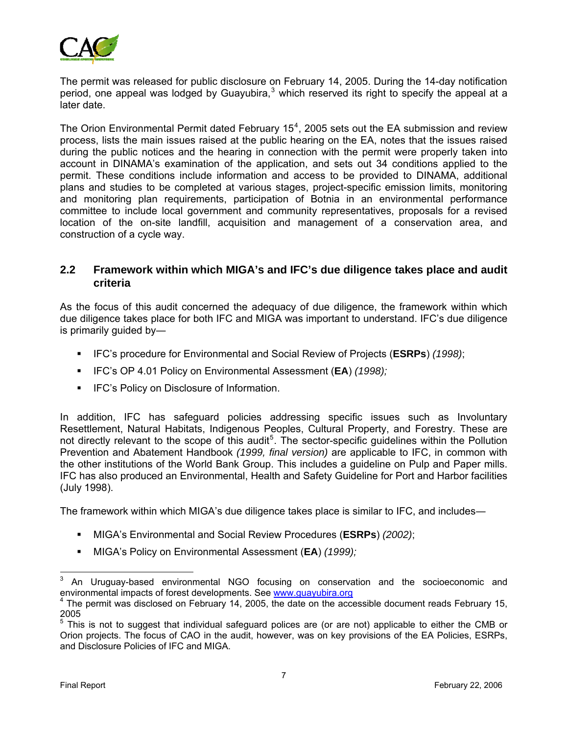The permit was released for public disclosure on February 14, 2005. During the 14-day notification period, one appeal was lodged by Guayubira,[3] which reserved its right to specify the appeal at a later date.

The Orion Environmental Permit dated February 15[4], 2005 sets out the EA submission and review process, lists the main issues raised at the public hearing on the EA, notes that the issues raised during the public notices and the hearing in connection with the permit were properly taken into account in DINAMA's examination of the application, and sets out 34 conditions applied to the permit. These conditions include information and access to be provided to DINAMA, additional plans and studies to be completed at various stages, project-specific emission limits, monitoring and monitoring plan requirements, participation of Botnia in an environmental performance committee to include local government and community representatives, proposals for a revised location of the on-site landfill, acquisition and management of a conservation area, and construction of a cycle way.

## 2.2 Framework within which MIGA's and IFC's due diligence takes place and audit criteria

As the focus of this audit concerned the adequacy of due diligence, the framework within which due diligence takes place for both IFC and MIGA was important to understand. IFC's due diligence is primarily guided by—

- IFC's procedure for Environmental and Social Review of Projects (**ESRPs**) *(1998)*;
- IFC's OP 4.01 Policy on Environmental Assessment (**EA**) *(1998);*
- IFC's Policy on Disclosure of Information.

In addition, IFC has safeguard policies addressing specific issues such as Involuntary Resettlement, Natural Habitats, Indigenous Peoples, Cultural Property, and Forestry. These are not directly relevant to the scope of this audit[5]. The sector-specific guidelines within the Pollution Prevention and Abatement Handbook *(1999, final version)* are applicable to IFC, in common with the other institutions of the World Bank Group. This includes a guideline on Pulp and Paper mills. IFC has also produced an Environmental, Health and Safety Guideline for Port and Harbor facilities (July 1998).

The framework within which MIGA's due diligence takes place is similar to IFC, and includes—

- MIGA's Environmental and Social Review Procedures (**ESRPs**) *(2002)*;
- MIGA's Policy on Environmental Assessment (**EA**) *(1999);*

---

[3] An Uruguay-based environmental NGO focusing on conservation and the socioeconomic and environmental impacts of forest developments. See www.guayubira.org

[4] The permit was disclosed on February 14, 2005, the date on the accessible document reads February 15, 2005

[5] This is not to suggest that individual safeguard polices are (or are not) applicable to either the CMB or Orion projects. The focus of CAO in the audit, however, was on key provisions of the EA Policies, ESRPs, and Disclosure Policies of IFC and MIGA.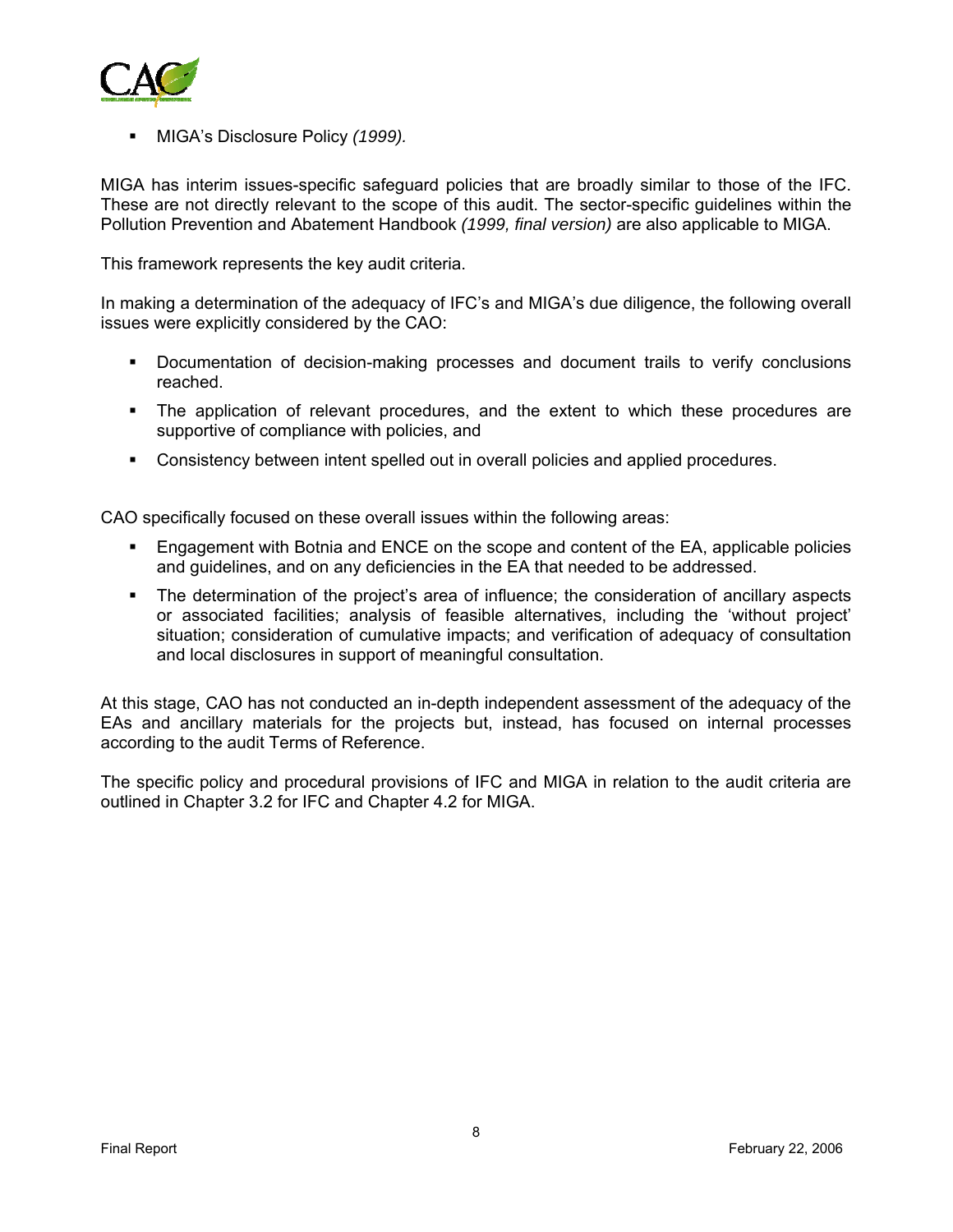- MIGA's Disclosure Policy *(1999).*

MIGA has interim issues-specific safeguard policies that are broadly similar to those of the IFC. These are not directly relevant to the scope of this audit. The sector-specific guidelines within the Pollution Prevention and Abatement Handbook *(1999, final version)* are also applicable to MIGA.

This framework represents the key audit criteria.

In making a determination of the adequacy of IFC's and MIGA's due diligence, the following overall issues were explicitly considered by the CAO:

- Documentation of decision-making processes and document trails to verify conclusions reached.
- The application of relevant procedures, and the extent to which these procedures are supportive of compliance with policies, and
- Consistency between intent spelled out in overall policies and applied procedures.

CAO specifically focused on these overall issues within the following areas:

- Engagement with Botnia and ENCE on the scope and content of the EA, applicable policies and guidelines, and on any deficiencies in the EA that needed to be addressed.
- The determination of the project's area of influence; the consideration of ancillary aspects or associated facilities; analysis of feasible alternatives, including the 'without project' situation; consideration of cumulative impacts; and verification of adequacy of consultation and local disclosures in support of meaningful consultation.

At this stage, CAO has not conducted an in-depth independent assessment of the adequacy of the EAs and ancillary materials for the projects but, instead, has focused on internal processes according to the audit Terms of Reference.

The specific policy and procedural provisions of IFC and MIGA in relation to the audit criteria are outlined in Chapter 3.2 for IFC and Chapter 4.2 for MIGA.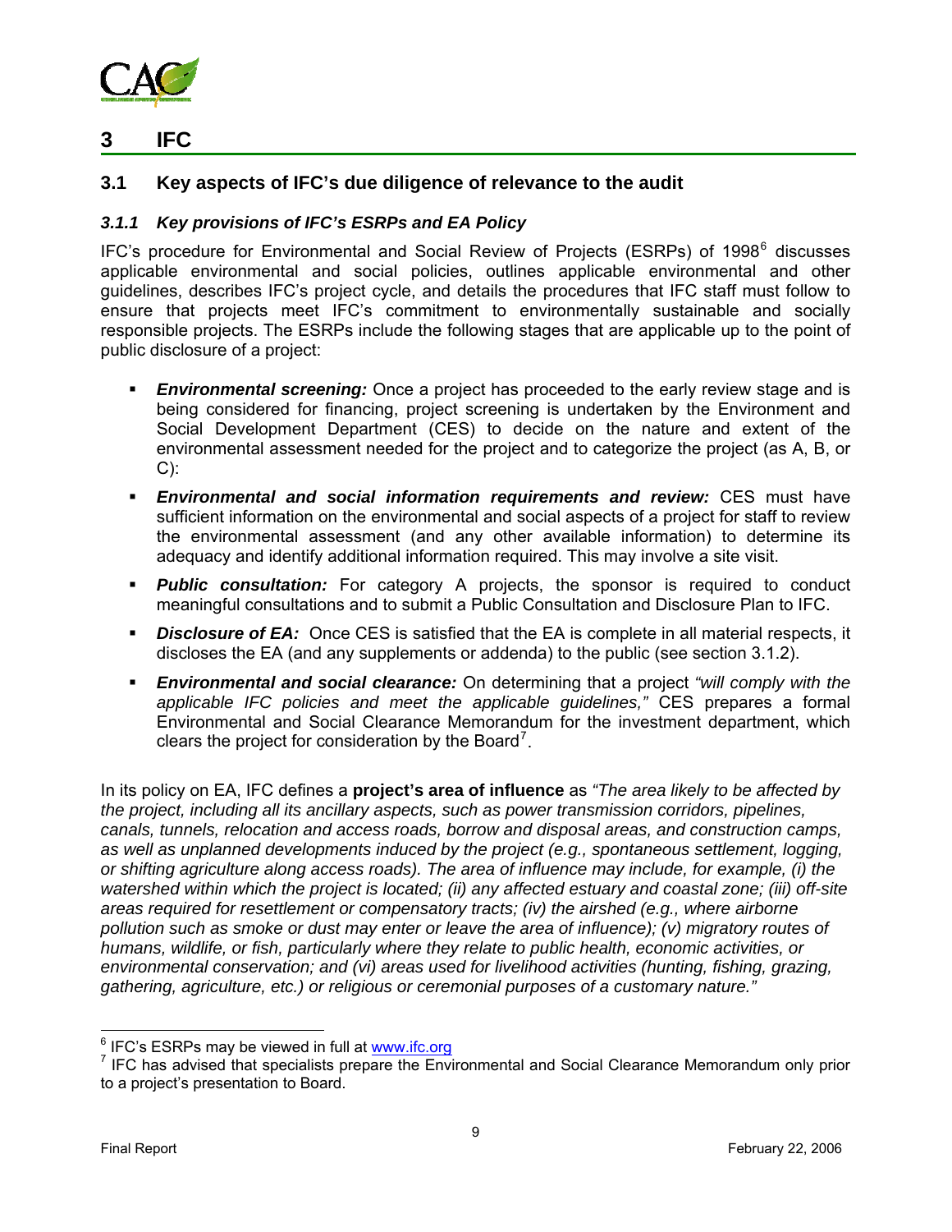# 3 IFC

## 3.1 Key aspects of IFC's due diligence of relevance to the audit

### *3.1.1 Key provisions of IFC's ESRPs and EA Policy*

IFC's procedure for Environmental and Social Review of Projects (ESRPs) of 1998[6] discusses applicable environmental and social policies, outlines applicable environmental and other guidelines, describes IFC's project cycle, and details the procedures that IFC staff must follow to ensure that projects meet IFC's commitment to environmentally sustainable and socially responsible projects. The ESRPs include the following stages that are applicable up to the point of public disclosure of a project:

- ***Environmental screening:*** Once a project has proceeded to the early review stage and is being considered for financing, project screening is undertaken by the Environment and Social Development Department (CES) to decide on the nature and extent of the environmental assessment needed for the project and to categorize the project (as A, B, or C):
- ***Environmental and social information requirements and review:*** CES must have sufficient information on the environmental and social aspects of a project for staff to review the environmental assessment (and any other available information) to determine its adequacy and identify additional information required. This may involve a site visit.
- ***Public consultation:*** For category A projects, the sponsor is required to conduct meaningful consultations and to submit a Public Consultation and Disclosure Plan to IFC.
- ***Disclosure of EA:*** Once CES is satisfied that the EA is complete in all material respects, it discloses the EA (and any supplements or addenda) to the public (see section 3.1.2).
- ***Environmental and social clearance:*** On determining that a project *"will comply with the applicable IFC policies and meet the applicable guidelines,"* CES prepares a formal Environmental and Social Clearance Memorandum for the investment department, which clears the project for consideration by the Board[7].

In its policy on EA, IFC defines a **project's area of influence** as *"The area likely to be affected by the project, including all its ancillary aspects, such as power transmission corridors, pipelines, canals, tunnels, relocation and access roads, borrow and disposal areas, and construction camps, as well as unplanned developments induced by the project (e.g., spontaneous settlement, logging, or shifting agriculture along access roads). The area of influence may include, for example, (i) the watershed within which the project is located; (ii) any affected estuary and coastal zone; (iii) off-site areas required for resettlement or compensatory tracts; (iv) the airshed (e.g., where airborne pollution such as smoke or dust may enter or leave the area of influence); (v) migratory routes of humans, wildlife, or fish, particularly where they relate to public health, economic activities, or environmental conservation; and (vi) areas used for livelihood activities (hunting, fishing, grazing, gathering, agriculture, etc.) or religious or ceremonial purposes of a customary nature."*

[6] IFC's ESRPs may be viewed in full at www.ifc.org

[7] IFC has advised that specialists prepare the Environmental and Social Clearance Memorandum only prior to a project's presentation to Board.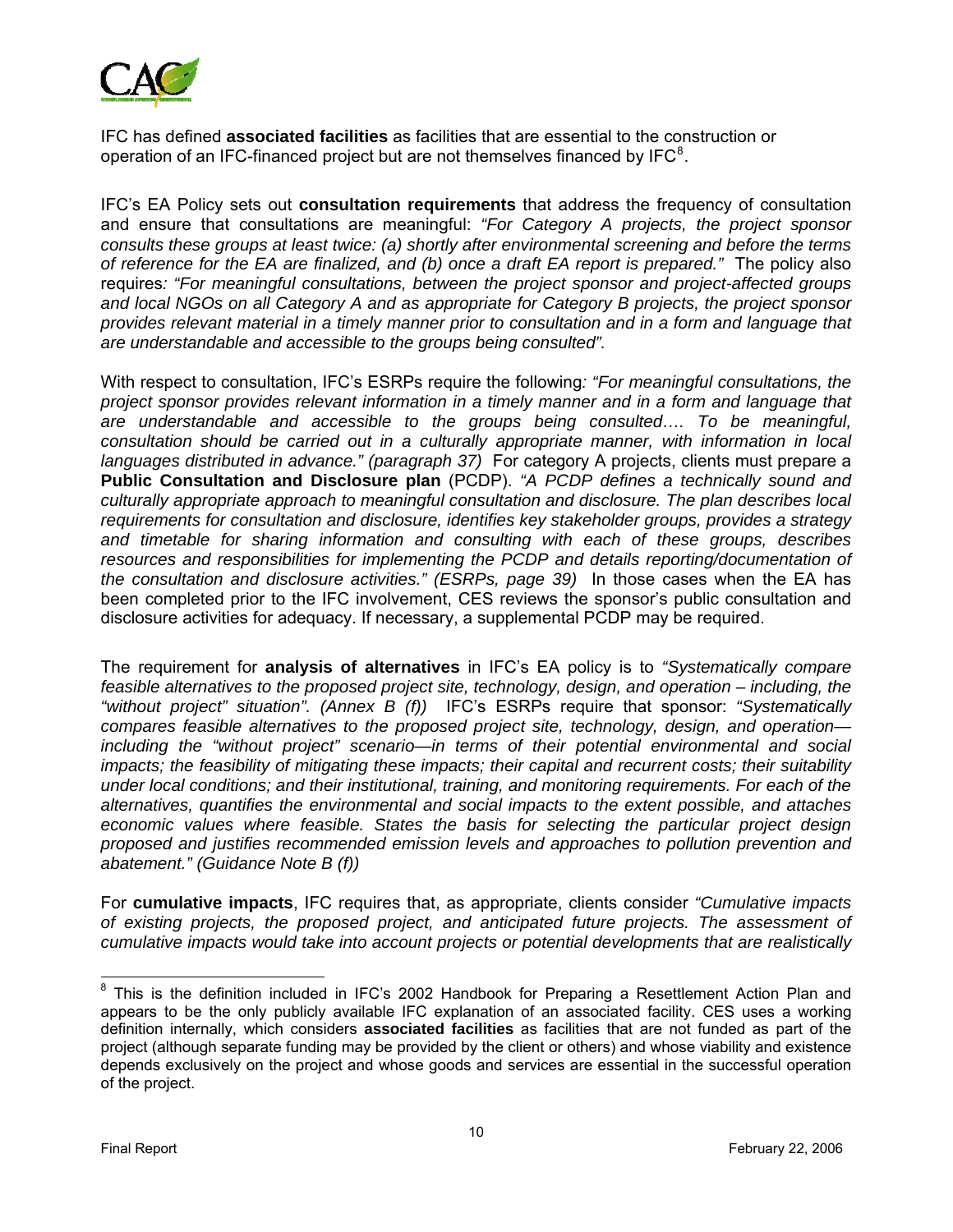IFC has defined **associated facilities** as facilities that are essential to the construction or operation of an IFC-financed project but are not themselves financed by IFC[8].

IFC's EA Policy sets out **consultation requirements** that address the frequency of consultation and ensure that consultations are meaningful: *"For Category A projects, the project sponsor consults these groups at least twice: (a) shortly after environmental screening and before the terms of reference for the EA are finalized, and (b) once a draft EA report is prepared."* The policy also requires*: "For meaningful consultations, between the project sponsor and project-affected groups and local NGOs on all Category A and as appropriate for Category B projects, the project sponsor provides relevant material in a timely manner prior to consultation and in a form and language that are understandable and accessible to the groups being consulted".*

With respect to consultation, IFC's ESRPs require the following*: "For meaningful consultations, the project sponsor provides relevant information in a timely manner and in a form and language that are understandable and accessible to the groups being consulted…. To be meaningful, consultation should be carried out in a culturally appropriate manner, with information in local languages distributed in advance." (paragraph 37)* For category A projects, clients must prepare a **Public Consultation and Disclosure plan** (PCDP). *"A PCDP defines a technically sound and culturally appropriate approach to meaningful consultation and disclosure. The plan describes local requirements for consultation and disclosure, identifies key stakeholder groups, provides a strategy and timetable for sharing information and consulting with each of these groups, describes resources and responsibilities for implementing the PCDP and details reporting/documentation of the consultation and disclosure activities." (ESRPs, page 39)* In those cases when the EA has been completed prior to the IFC involvement, CES reviews the sponsor's public consultation and disclosure activities for adequacy. If necessary, a supplemental PCDP may be required.

The requirement for **analysis of alternatives** in IFC's EA policy is to *"Systematically compare feasible alternatives to the proposed project site, technology, design, and operation – including, the "without project" situation". (Annex B (f))* IFC's ESRPs require that sponsor: *"Systematically compares feasible alternatives to the proposed project site, technology, design, and operation—including the "without project" scenario—in terms of their potential environmental and social impacts; the feasibility of mitigating these impacts; their capital and recurrent costs; their suitability under local conditions; and their institutional, training, and monitoring requirements. For each of the alternatives, quantifies the environmental and social impacts to the extent possible, and attaches economic values where feasible. States the basis for selecting the particular project design proposed and justifies recommended emission levels and approaches to pollution prevention and abatement." (Guidance Note B (f))*

For **cumulative impacts**, IFC requires that, as appropriate, clients consider *"Cumulative impacts of existing projects, the proposed project, and anticipated future projects. The assessment of cumulative impacts would take into account projects or potential developments that are realistically*

[8] This is the definition included in IFC's 2002 Handbook for Preparing a Resettlement Action Plan and appears to be the only publicly available IFC explanation of an associated facility. CES uses a working definition internally, which considers **associated facilities** as facilities that are not funded as part of the project (although separate funding may be provided by the client or others) and whose viability and existence depends exclusively on the project and whose goods and services are essential in the successful operation of the project.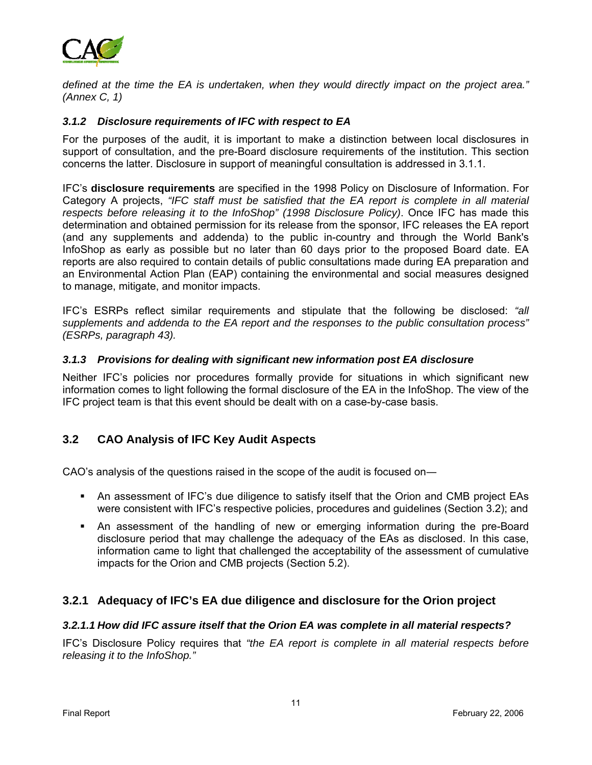*defined at the time the EA is undertaken, when they would directly impact on the project area." (Annex C, 1)*

#### *3.1.2 Disclosure requirements of IFC with respect to EA*

For the purposes of the audit, it is important to make a distinction between local disclosures in support of consultation, and the pre-Board disclosure requirements of the institution. This section concerns the latter. Disclosure in support of meaningful consultation is addressed in 3.1.1.

IFC's **disclosure requirements** are specified in the 1998 Policy on Disclosure of Information. For Category A projects, *"IFC staff must be satisfied that the EA report is complete in all material respects before releasing it to the InfoShop" (1998 Disclosure Policy)*. Once IFC has made this determination and obtained permission for its release from the sponsor, IFC releases the EA report (and any supplements and addenda) to the public in-country and through the World Bank's InfoShop as early as possible but no later than 60 days prior to the proposed Board date. EA reports are also required to contain details of public consultations made during EA preparation and an Environmental Action Plan (EAP) containing the environmental and social measures designed to manage, mitigate, and monitor impacts.

IFC's ESRPs reflect similar requirements and stipulate that the following be disclosed: *"all supplements and addenda to the EA report and the responses to the public consultation process" (ESRPs, paragraph 43).*

#### *3.1.3 Provisions for dealing with significant new information post EA disclosure*

Neither IFC's policies nor procedures formally provide for situations in which significant new information comes to light following the formal disclosure of the EA in the InfoShop. The view of the IFC project team is that this event should be dealt with on a case-by-case basis.

## 3.2 CAO Analysis of IFC Key Audit Aspects

CAO's analysis of the questions raised in the scope of the audit is focused on—

- An assessment of IFC's due diligence to satisfy itself that the Orion and CMB project EAs were consistent with IFC's respective policies, procedures and guidelines (Section 3.2); and
- An assessment of the handling of new or emerging information during the pre-Board disclosure period that may challenge the adequacy of the EAs as disclosed. In this case, information came to light that challenged the acceptability of the assessment of cumulative impacts for the Orion and CMB projects (Section 5.2).

### 3.2.1 Adequacy of IFC's EA due diligence and disclosure for the Orion project

#### *3.2.1.1 How did IFC assure itself that the Orion EA was complete in all material respects?*

IFC's Disclosure Policy requires that *"the EA report is complete in all material respects before releasing it to the InfoShop."*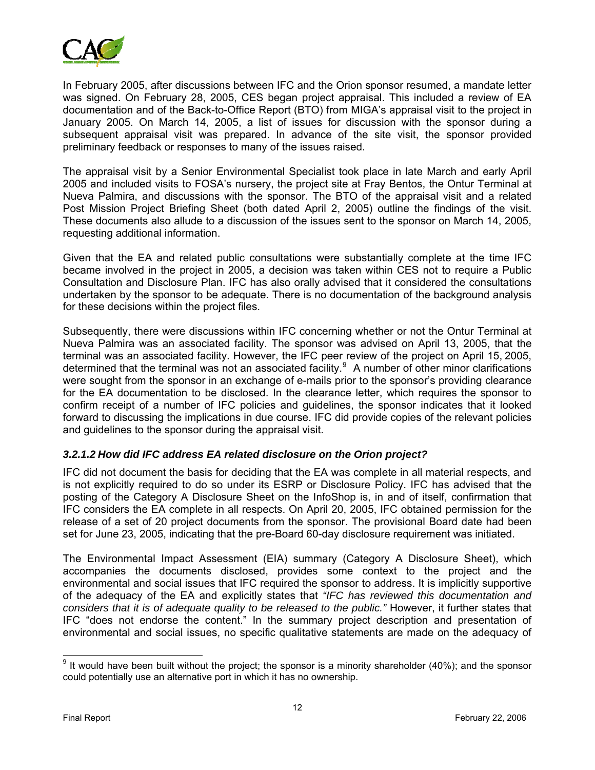In February 2005, after discussions between IFC and the Orion sponsor resumed, a mandate letter was signed. On February 28, 2005, CES began project appraisal. This included a review of EA documentation and of the Back-to-Office Report (BTO) from MIGA's appraisal visit to the project in January 2005. On March 14, 2005, a list of issues for discussion with the sponsor during a subsequent appraisal visit was prepared. In advance of the site visit, the sponsor provided preliminary feedback or responses to many of the issues raised.

The appraisal visit by a Senior Environmental Specialist took place in late March and early April 2005 and included visits to FOSA's nursery, the project site at Fray Bentos, the Ontur Terminal at Nueva Palmira, and discussions with the sponsor. The BTO of the appraisal visit and a related Post Mission Project Briefing Sheet (both dated April 2, 2005) outline the findings of the visit. These documents also allude to a discussion of the issues sent to the sponsor on March 14, 2005, requesting additional information.

Given that the EA and related public consultations were substantially complete at the time IFC became involved in the project in 2005, a decision was taken within CES not to require a Public Consultation and Disclosure Plan. IFC has also orally advised that it considered the consultations undertaken by the sponsor to be adequate. There is no documentation of the background analysis for these decisions within the project files.

Subsequently, there were discussions within IFC concerning whether or not the Ontur Terminal at Nueva Palmira was an associated facility. The sponsor was advised on April 13, 2005, that the terminal was an associated facility. However, the IFC peer review of the project on April 15, 2005, determined that the terminal was not an associated facility.[9] A number of other minor clarifications were sought from the sponsor in an exchange of e-mails prior to the sponsor's providing clearance for the EA documentation to be disclosed. In the clearance letter, which requires the sponsor to confirm receipt of a number of IFC policies and guidelines, the sponsor indicates that it looked forward to discussing the implications in due course. IFC did provide copies of the relevant policies and guidelines to the sponsor during the appraisal visit.

#### *3.2.1.2 How did IFC address EA related disclosure on the Orion project?*

IFC did not document the basis for deciding that the EA was complete in all material respects, and is not explicitly required to do so under its ESRP or Disclosure Policy. IFC has advised that the posting of the Category A Disclosure Sheet on the InfoShop is, in and of itself, confirmation that IFC considers the EA complete in all respects. On April 20, 2005, IFC obtained permission for the release of a set of 20 project documents from the sponsor. The provisional Board date had been set for June 23, 2005, indicating that the pre-Board 60-day disclosure requirement was initiated.

The Environmental Impact Assessment (EIA) summary (Category A Disclosure Sheet), which accompanies the documents disclosed, provides some context to the project and the environmental and social issues that IFC required the sponsor to address. It is implicitly supportive of the adequacy of the EA and explicitly states that *"IFC has reviewed this documentation and considers that it is of adequate quality to be released to the public."* However, it further states that IFC "does not endorse the content." In the summary project description and presentation of environmental and social issues, no specific qualitative statements are made on the adequacy of

---

[9] It would have been built without the project; the sponsor is a minority shareholder (40%); and the sponsor could potentially use an alternative port in which it has no ownership.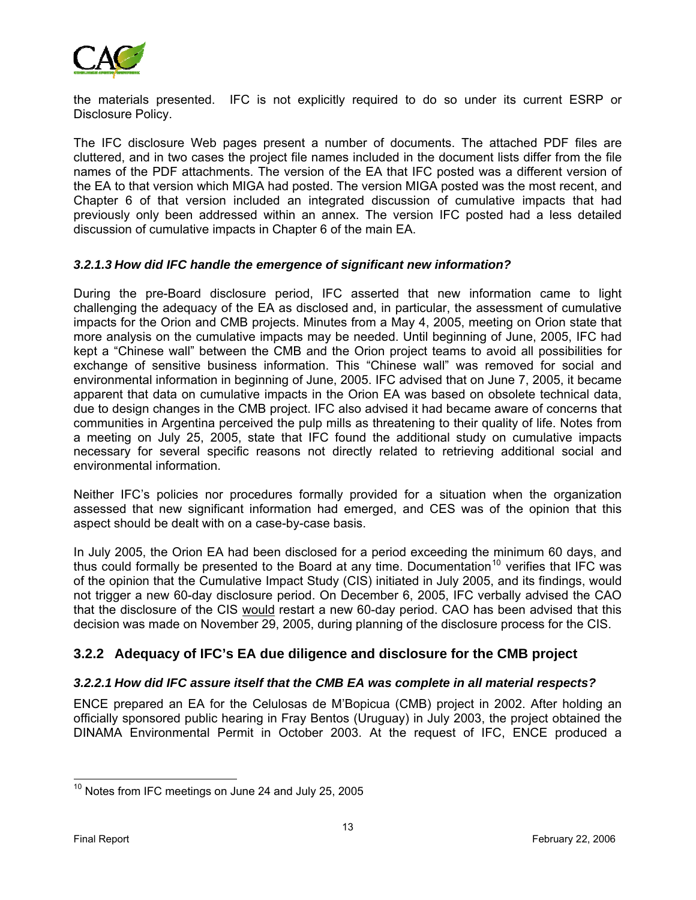the materials presented. IFC is not explicitly required to do so under its current ESRP or Disclosure Policy.

The IFC disclosure Web pages present a number of documents. The attached PDF files are cluttered, and in two cases the project file names included in the document lists differ from the file names of the PDF attachments. The version of the EA that IFC posted was a different version of the EA to that version which MIGA had posted. The version MIGA posted was the most recent, and Chapter 6 of that version included an integrated discussion of cumulative impacts that had previously only been addressed within an annex. The version IFC posted had a less detailed discussion of cumulative impacts in Chapter 6 of the main EA.

#### *3.2.1.3 How did IFC handle the emergence of significant new information?*

During the pre-Board disclosure period, IFC asserted that new information came to light challenging the adequacy of the EA as disclosed and, in particular, the assessment of cumulative impacts for the Orion and CMB projects. Minutes from a May 4, 2005, meeting on Orion state that more analysis on the cumulative impacts may be needed. Until beginning of June, 2005, IFC had kept a "Chinese wall" between the CMB and the Orion project teams to avoid all possibilities for exchange of sensitive business information. This "Chinese wall" was removed for social and environmental information in beginning of June, 2005. IFC advised that on June 7, 2005, it became apparent that data on cumulative impacts in the Orion EA was based on obsolete technical data, due to design changes in the CMB project. IFC also advised it had became aware of concerns that communities in Argentina perceived the pulp mills as threatening to their quality of life. Notes from a meeting on July 25, 2005, state that IFC found the additional study on cumulative impacts necessary for several specific reasons not directly related to retrieving additional social and environmental information.

Neither IFC's policies nor procedures formally provided for a situation when the organization assessed that new significant information had emerged, and CES was of the opinion that this aspect should be dealt with on a case-by-case basis.

In July 2005, the Orion EA had been disclosed for a period exceeding the minimum 60 days, and thus could formally be presented to the Board at any time. Documentation[10] verifies that IFC was of the opinion that the Cumulative Impact Study (CIS) initiated in July 2005, and its findings, would not trigger a new 60-day disclosure period. On December 6, 2005, IFC verbally advised the CAO that the disclosure of the CIS would restart a new 60-day period. CAO has been advised that this decision was made on November 29, 2005, during planning of the disclosure process for the CIS.

### 3.2.2 Adequacy of IFC's EA due diligence and disclosure for the CMB project

#### *3.2.2.1 How did IFC assure itself that the CMB EA was complete in all material respects?*

ENCE prepared an EA for the Celulosas de M'Bopicua (CMB) project in 2002. After holding an officially sponsored public hearing in Fray Bentos (Uruguay) in July 2003, the project obtained the DINAMA Environmental Permit in October 2003. At the request of IFC, ENCE produced a

[10] Notes from IFC meetings on June 24 and July 25, 2005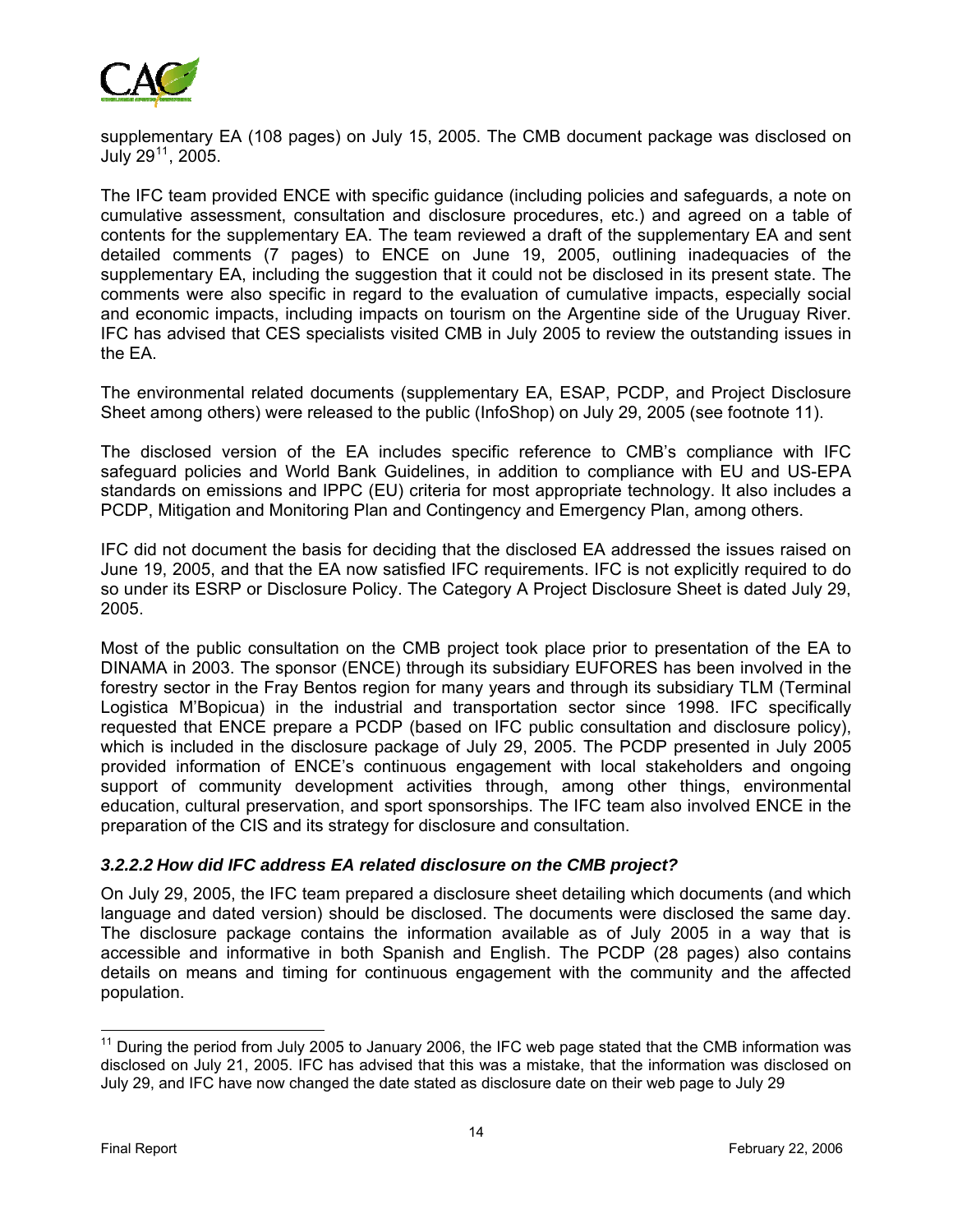supplementary EA (108 pages) on July 15, 2005. The CMB document package was disclosed on July 29[11], 2005.

The IFC team provided ENCE with specific guidance (including policies and safeguards, a note on cumulative assessment, consultation and disclosure procedures, etc.) and agreed on a table of contents for the supplementary EA. The team reviewed a draft of the supplementary EA and sent detailed comments (7 pages) to ENCE on June 19, 2005, outlining inadequacies of the supplementary EA, including the suggestion that it could not be disclosed in its present state. The comments were also specific in regard to the evaluation of cumulative impacts, especially social and economic impacts, including impacts on tourism on the Argentine side of the Uruguay River. IFC has advised that CES specialists visited CMB in July 2005 to review the outstanding issues in the EA.

The environmental related documents (supplementary EA, ESAP, PCDP, and Project Disclosure Sheet among others) were released to the public (InfoShop) on July 29, 2005 (see footnote 11).

The disclosed version of the EA includes specific reference to CMB's compliance with IFC safeguard policies and World Bank Guidelines, in addition to compliance with EU and US-EPA standards on emissions and IPPC (EU) criteria for most appropriate technology. It also includes a PCDP, Mitigation and Monitoring Plan and Contingency and Emergency Plan, among others.

IFC did not document the basis for deciding that the disclosed EA addressed the issues raised on June 19, 2005, and that the EA now satisfied IFC requirements. IFC is not explicitly required to do so under its ESRP or Disclosure Policy. The Category A Project Disclosure Sheet is dated July 29, 2005.

Most of the public consultation on the CMB project took place prior to presentation of the EA to DINAMA in 2003. The sponsor (ENCE) through its subsidiary EUFORES has been involved in the forestry sector in the Fray Bentos region for many years and through its subsidiary TLM (Terminal Logistica M'Bopicua) in the industrial and transportation sector since 1998. IFC specifically requested that ENCE prepare a PCDP (based on IFC public consultation and disclosure policy), which is included in the disclosure package of July 29, 2005. The PCDP presented in July 2005 provided information of ENCE's continuous engagement with local stakeholders and ongoing support of community development activities through, among other things, environmental education, cultural preservation, and sport sponsorships. The IFC team also involved ENCE in the preparation of the CIS and its strategy for disclosure and consultation.

#### *3.2.2.2 How did IFC address EA related disclosure on the CMB project?*

On July 29, 2005, the IFC team prepared a disclosure sheet detailing which documents (and which language and dated version) should be disclosed. The documents were disclosed the same day. The disclosure package contains the information available as of July 2005 in a way that is accessible and informative in both Spanish and English. The PCDP (28 pages) also contains details on means and timing for continuous engagement with the community and the affected population.

---

[11] During the period from July 2005 to January 2006, the IFC web page stated that the CMB information was disclosed on July 21, 2005. IFC has advised that this was a mistake, that the information was disclosed on July 29, and IFC have now changed the date stated as disclosure date on their web page to July 29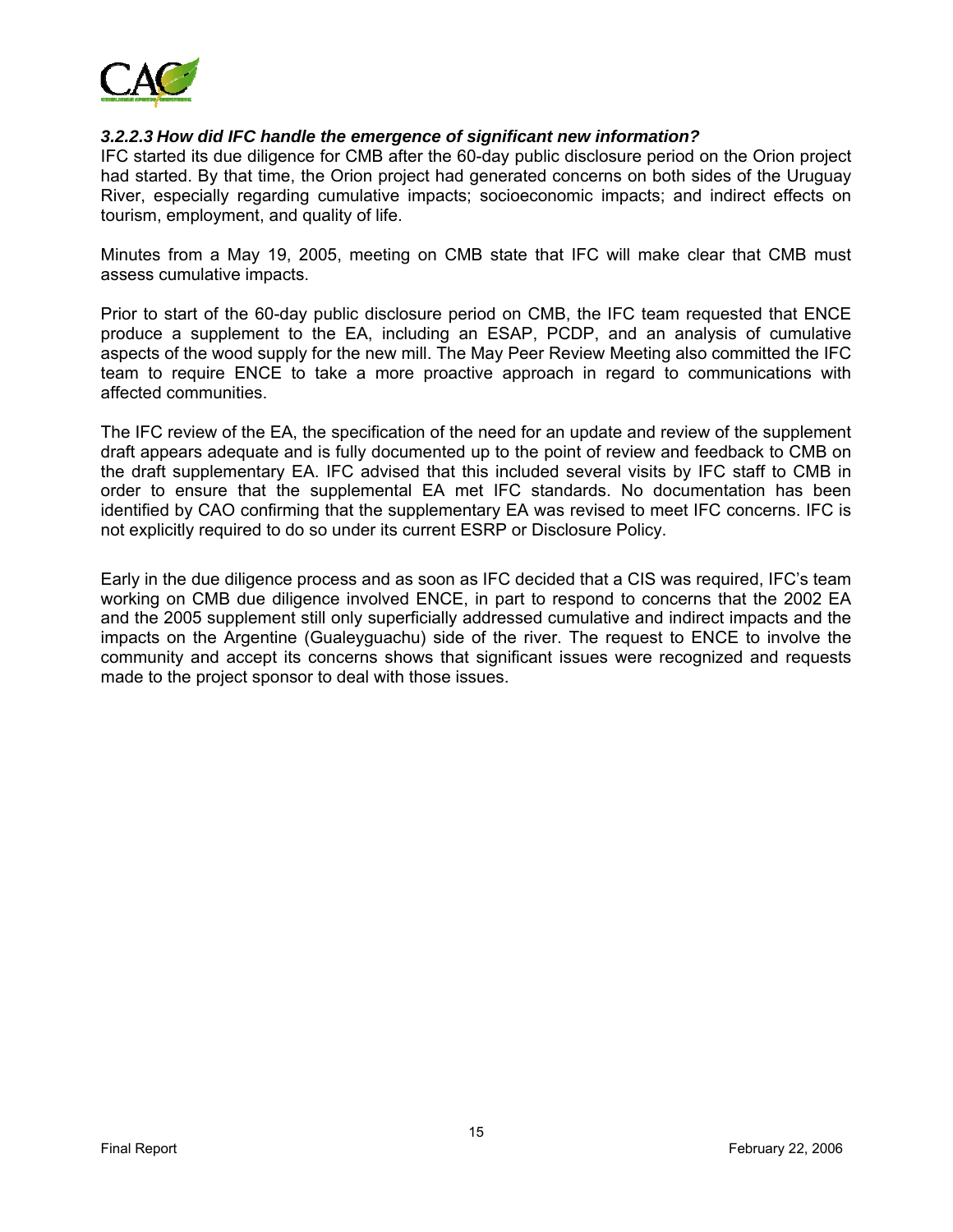#### *3.2.2.3 How did IFC handle the emergence of significant new information?*

IFC started its due diligence for CMB after the 60-day public disclosure period on the Orion project had started. By that time, the Orion project had generated concerns on both sides of the Uruguay River, especially regarding cumulative impacts; socioeconomic impacts; and indirect effects on tourism, employment, and quality of life.

Minutes from a May 19, 2005, meeting on CMB state that IFC will make clear that CMB must assess cumulative impacts.

Prior to start of the 60-day public disclosure period on CMB, the IFC team requested that ENCE produce a supplement to the EA, including an ESAP, PCDP, and an analysis of cumulative aspects of the wood supply for the new mill. The May Peer Review Meeting also committed the IFC team to require ENCE to take a more proactive approach in regard to communications with affected communities.

The IFC review of the EA, the specification of the need for an update and review of the supplement draft appears adequate and is fully documented up to the point of review and feedback to CMB on the draft supplementary EA. IFC advised that this included several visits by IFC staff to CMB in order to ensure that the supplemental EA met IFC standards. No documentation has been identified by CAO confirming that the supplementary EA was revised to meet IFC concerns. IFC is not explicitly required to do so under its current ESRP or Disclosure Policy.

Early in the due diligence process and as soon as IFC decided that a CIS was required, IFC's team working on CMB due diligence involved ENCE, in part to respond to concerns that the 2002 EA and the 2005 supplement still only superficially addressed cumulative and indirect impacts and the impacts on the Argentine (Gualeyguachu) side of the river. The request to ENCE to involve the community and accept its concerns shows that significant issues were recognized and requests made to the project sponsor to deal with those issues.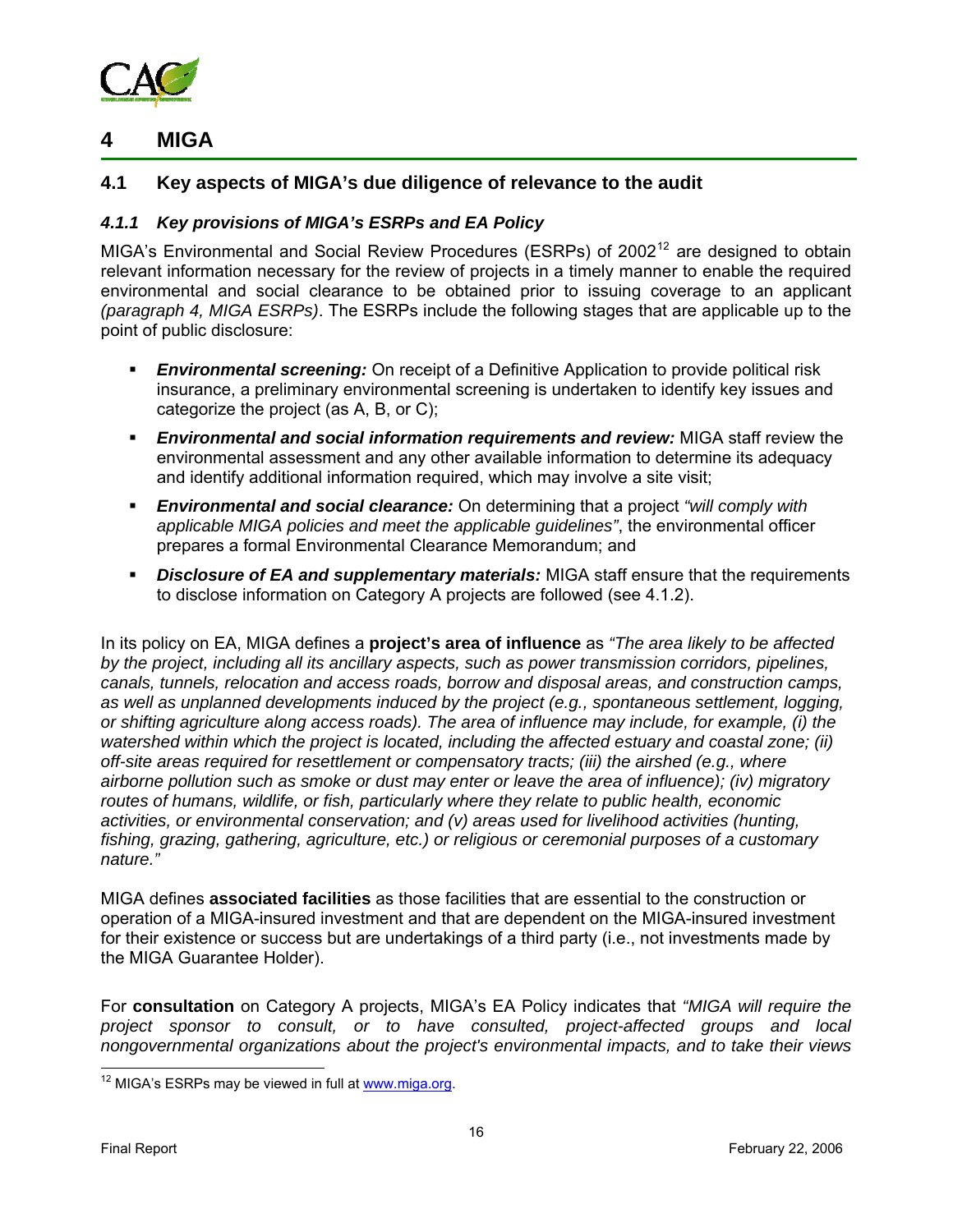# 4 MIGA

## 4.1 Key aspects of MIGA's due diligence of relevance to the audit

### *4.1.1 Key provisions of MIGA's ESRPs and EA Policy*

MIGA's Environmental and Social Review Procedures (ESRPs) of 2002[12] are designed to obtain relevant information necessary for the review of projects in a timely manner to enable the required environmental and social clearance to be obtained prior to issuing coverage to an applicant *(paragraph 4, MIGA ESRPs)*. The ESRPs include the following stages that are applicable up to the point of public disclosure:

- ***Environmental screening:*** On receipt of a Definitive Application to provide political risk insurance, a preliminary environmental screening is undertaken to identify key issues and categorize the project (as A, B, or C);
- ***Environmental and social information requirements and review:*** MIGA staff review the environmental assessment and any other available information to determine its adequacy and identify additional information required, which may involve a site visit;
- ***Environmental and social clearance:*** On determining that a project *"will comply with applicable MIGA policies and meet the applicable guidelines"*, the environmental officer prepares a formal Environmental Clearance Memorandum; and
- ***Disclosure of EA and supplementary materials:*** MIGA staff ensure that the requirements to disclose information on Category A projects are followed (see 4.1.2).

In its policy on EA, MIGA defines a **project's area of influence** as *"The area likely to be affected by the project, including all its ancillary aspects, such as power transmission corridors, pipelines, canals, tunnels, relocation and access roads, borrow and disposal areas, and construction camps, as well as unplanned developments induced by the project (e.g., spontaneous settlement, logging, or shifting agriculture along access roads). The area of influence may include, for example, (i) the watershed within which the project is located, including the affected estuary and coastal zone; (ii) off-site areas required for resettlement or compensatory tracts; (iii) the airshed (e.g., where airborne pollution such as smoke or dust may enter or leave the area of influence); (iv) migratory routes of humans, wildlife, or fish, particularly where they relate to public health, economic activities, or environmental conservation; and (v) areas used for livelihood activities (hunting, fishing, grazing, gathering, agriculture, etc.) or religious or ceremonial purposes of a customary nature."*

MIGA defines **associated facilities** as those facilities that are essential to the construction or operation of a MIGA-insured investment and that are dependent on the MIGA-insured investment for their existence or success but are undertakings of a third party (i.e., not investments made by the MIGA Guarantee Holder).

For **consultation** on Category A projects, MIGA's EA Policy indicates that *"MIGA will require the project sponsor to consult, or to have consulted, project-affected groups and local nongovernmental organizations about the project's environmental impacts, and to take their views*

[12] MIGA's ESRPs may be viewed in full at www.miga.org.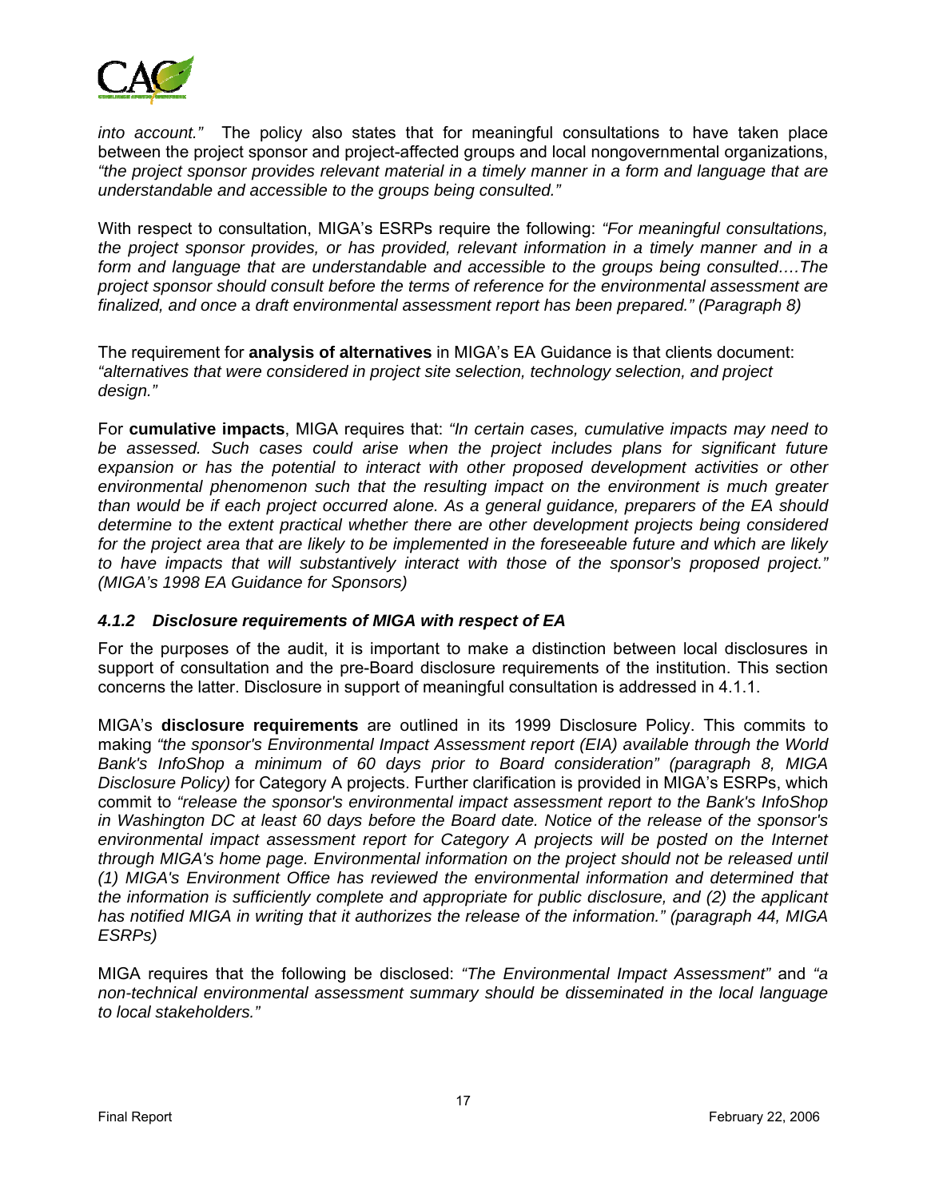*into account."* The policy also states that for meaningful consultations to have taken place between the project sponsor and project-affected groups and local nongovernmental organizations, *"the project sponsor provides relevant material in a timely manner in a form and language that are understandable and accessible to the groups being consulted."*

With respect to consultation, MIGA's ESRPs require the following: *"For meaningful consultations, the project sponsor provides, or has provided, relevant information in a timely manner and in a form and language that are understandable and accessible to the groups being consulted….The project sponsor should consult before the terms of reference for the environmental assessment are finalized, and once a draft environmental assessment report has been prepared." (Paragraph 8)*

The requirement for **analysis of alternatives** in MIGA's EA Guidance is that clients document: *"alternatives that were considered in project site selection, technology selection, and project design."*

For **cumulative impacts**, MIGA requires that: *"In certain cases, cumulative impacts may need to be assessed. Such cases could arise when the project includes plans for significant future expansion or has the potential to interact with other proposed development activities or other environmental phenomenon such that the resulting impact on the environment is much greater than would be if each project occurred alone. As a general guidance, preparers of the EA should determine to the extent practical whether there are other development projects being considered for the project area that are likely to be implemented in the foreseeable future and which are likely to have impacts that will substantively interact with those of the sponsor's proposed project." (MIGA's 1998 EA Guidance for Sponsors)*

### *4.1.2 Disclosure requirements of MIGA with respect of EA*

For the purposes of the audit, it is important to make a distinction between local disclosures in support of consultation and the pre-Board disclosure requirements of the institution. This section concerns the latter. Disclosure in support of meaningful consultation is addressed in 4.1.1.

MIGA's **disclosure requirements** are outlined in its 1999 Disclosure Policy. This commits to making *"the sponsor's Environmental Impact Assessment report (EIA) available through the World Bank's InfoShop a minimum of 60 days prior to Board consideration" (paragraph 8, MIGA Disclosure Policy)* for Category A projects. Further clarification is provided in MIGA's ESRPs, which commit to *"release the sponsor's environmental impact assessment report to the Bank's InfoShop in Washington DC at least 60 days before the Board date. Notice of the release of the sponsor's environmental impact assessment report for Category A projects will be posted on the Internet through MIGA's home page. Environmental information on the project should not be released until (1) MIGA's Environment Office has reviewed the environmental information and determined that the information is sufficiently complete and appropriate for public disclosure, and (2) the applicant has notified MIGA in writing that it authorizes the release of the information." (paragraph 44, MIGA ESRPs)*

MIGA requires that the following be disclosed: *"The Environmental Impact Assessment"* and *"a non-technical environmental assessment summary should be disseminated in the local language to local stakeholders."*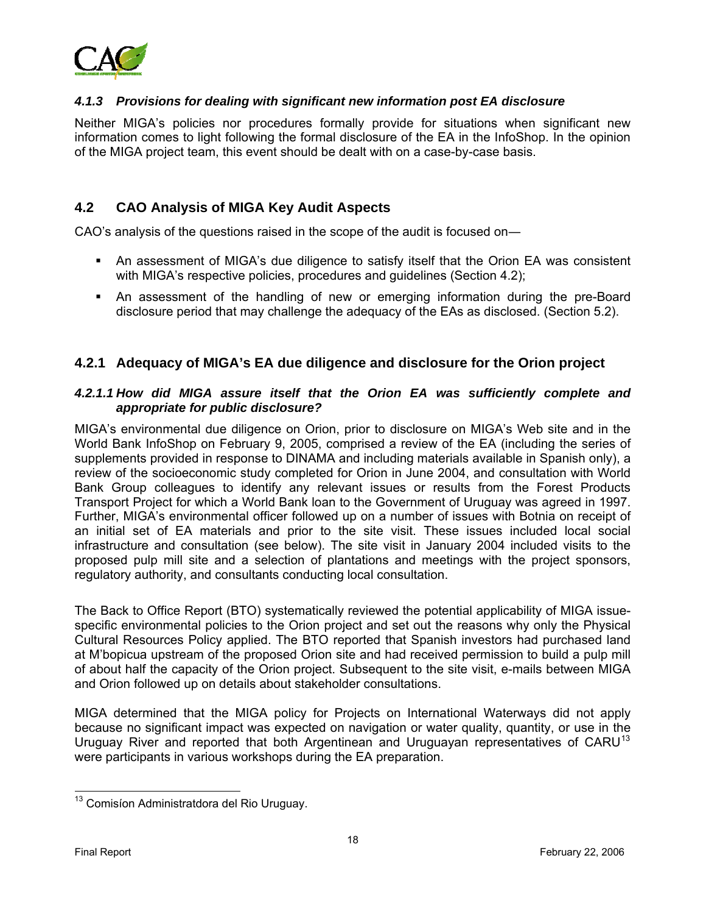#### *4.1.3 Provisions for dealing with significant new information post EA disclosure*

Neither MIGA's policies nor procedures formally provide for situations when significant new information comes to light following the formal disclosure of the EA in the InfoShop. In the opinion of the MIGA project team, this event should be dealt with on a case-by-case basis.

## 4.2 CAO Analysis of MIGA Key Audit Aspects

CAO's analysis of the questions raised in the scope of the audit is focused on—

- An assessment of MIGA's due diligence to satisfy itself that the Orion EA was consistent with MIGA's respective policies, procedures and guidelines (Section 4.2);
- An assessment of the handling of new or emerging information during the pre-Board disclosure period that may challenge the adequacy of the EAs as disclosed. (Section 5.2).

### 4.2.1 Adequacy of MIGA's EA due diligence and disclosure for the Orion project

#### *4.2.1.1 How did MIGA assure itself that the Orion EA was sufficiently complete and appropriate for public disclosure?*

MIGA's environmental due diligence on Orion, prior to disclosure on MIGA's Web site and in the World Bank InfoShop on February 9, 2005, comprised a review of the EA (including the series of supplements provided in response to DINAMA and including materials available in Spanish only), a review of the socioeconomic study completed for Orion in June 2004, and consultation with World Bank Group colleagues to identify any relevant issues or results from the Forest Products Transport Project for which a World Bank loan to the Government of Uruguay was agreed in 1997. Further, MIGA's environmental officer followed up on a number of issues with Botnia on receipt of an initial set of EA materials and prior to the site visit. These issues included local social infrastructure and consultation (see below). The site visit in January 2004 included visits to the proposed pulp mill site and a selection of plantations and meetings with the project sponsors, regulatory authority, and consultants conducting local consultation.

The Back to Office Report (BTO) systematically reviewed the potential applicability of MIGA issue-specific environmental policies to the Orion project and set out the reasons why only the Physical Cultural Resources Policy applied. The BTO reported that Spanish investors had purchased land at M'bopicua upstream of the proposed Orion site and had received permission to build a pulp mill of about half the capacity of the Orion project. Subsequent to the site visit, e-mails between MIGA and Orion followed up on details about stakeholder consultations.

MIGA determined that the MIGA policy for Projects on International Waterways did not apply because no significant impact was expected on navigation or water quality, quantity, or use in the Uruguay River and reported that both Argentinean and Uruguayan representatives of CARU[13] were participants in various workshops during the EA preparation.

[13] Comisíon Administratdora del Rio Uruguay.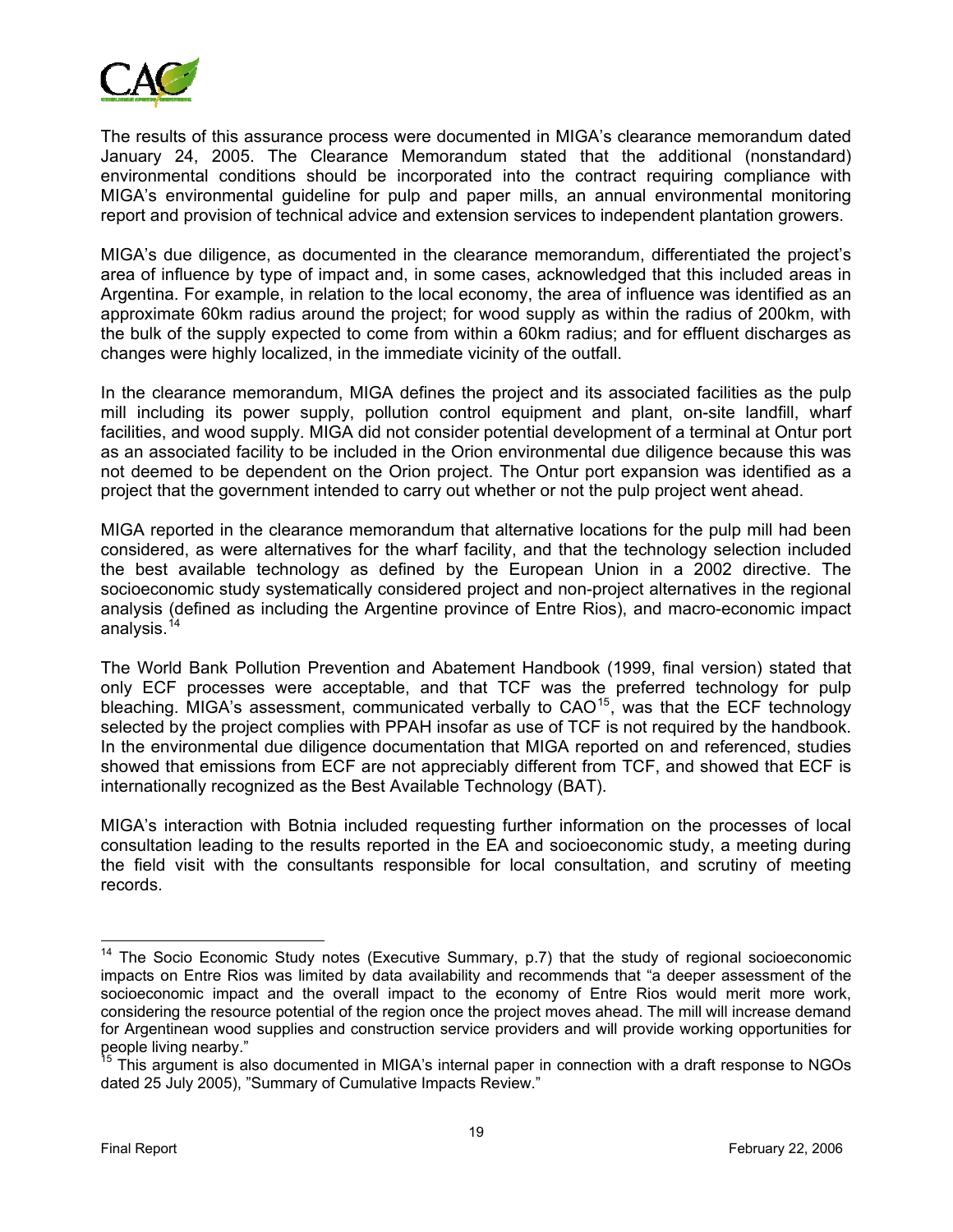The results of this assurance process were documented in MIGA's clearance memorandum dated January 24, 2005. The Clearance Memorandum stated that the additional (nonstandard) environmental conditions should be incorporated into the contract requiring compliance with MIGA's environmental guideline for pulp and paper mills, an annual environmental monitoring report and provision of technical advice and extension services to independent plantation growers.

MIGA's due diligence, as documented in the clearance memorandum, differentiated the project's area of influence by type of impact and, in some cases, acknowledged that this included areas in Argentina. For example, in relation to the local economy, the area of influence was identified as an approximate 60km radius around the project; for wood supply as within the radius of 200km, with the bulk of the supply expected to come from within a 60km radius; and for effluent discharges as changes were highly localized, in the immediate vicinity of the outfall.

In the clearance memorandum, MIGA defines the project and its associated facilities as the pulp mill including its power supply, pollution control equipment and plant, on-site landfill, wharf facilities, and wood supply. MIGA did not consider potential development of a terminal at Ontur port as an associated facility to be included in the Orion environmental due diligence because this was not deemed to be dependent on the Orion project. The Ontur port expansion was identified as a project that the government intended to carry out whether or not the pulp project went ahead.

MIGA reported in the clearance memorandum that alternative locations for the pulp mill had been considered, as were alternatives for the wharf facility, and that the technology selection included the best available technology as defined by the European Union in a 2002 directive. The socioeconomic study systematically considered project and non-project alternatives in the regional analysis (defined as including the Argentine province of Entre Rios), and macro-economic impact analysis.[14]

The World Bank Pollution Prevention and Abatement Handbook (1999, final version) stated that only ECF processes were acceptable, and that TCF was the preferred technology for pulp bleaching. MIGA's assessment, communicated verbally to CAO[15], was that the ECF technology selected by the project complies with PPAH insofar as use of TCF is not required by the handbook. In the environmental due diligence documentation that MIGA reported on and referenced, studies showed that emissions from ECF are not appreciably different from TCF, and showed that ECF is internationally recognized as the Best Available Technology (BAT).

MIGA's interaction with Botnia included requesting further information on the processes of local consultation leading to the results reported in the EA and socioeconomic study, a meeting during the field visit with the consultants responsible for local consultation, and scrutiny of meeting records.

---

[14] The Socio Economic Study notes (Executive Summary, p.7) that the study of regional socioeconomic impacts on Entre Rios was limited by data availability and recommends that "a deeper assessment of the socioeconomic impact and the overall impact to the economy of Entre Rios would merit more work, considering the resource potential of the region once the project moves ahead. The mill will increase demand for Argentinean wood supplies and construction service providers and will provide working opportunities for people living nearby."

[15] This argument is also documented in MIGA's internal paper in connection with a draft response to NGOs dated 25 July 2005), "Summary of Cumulative Impacts Review."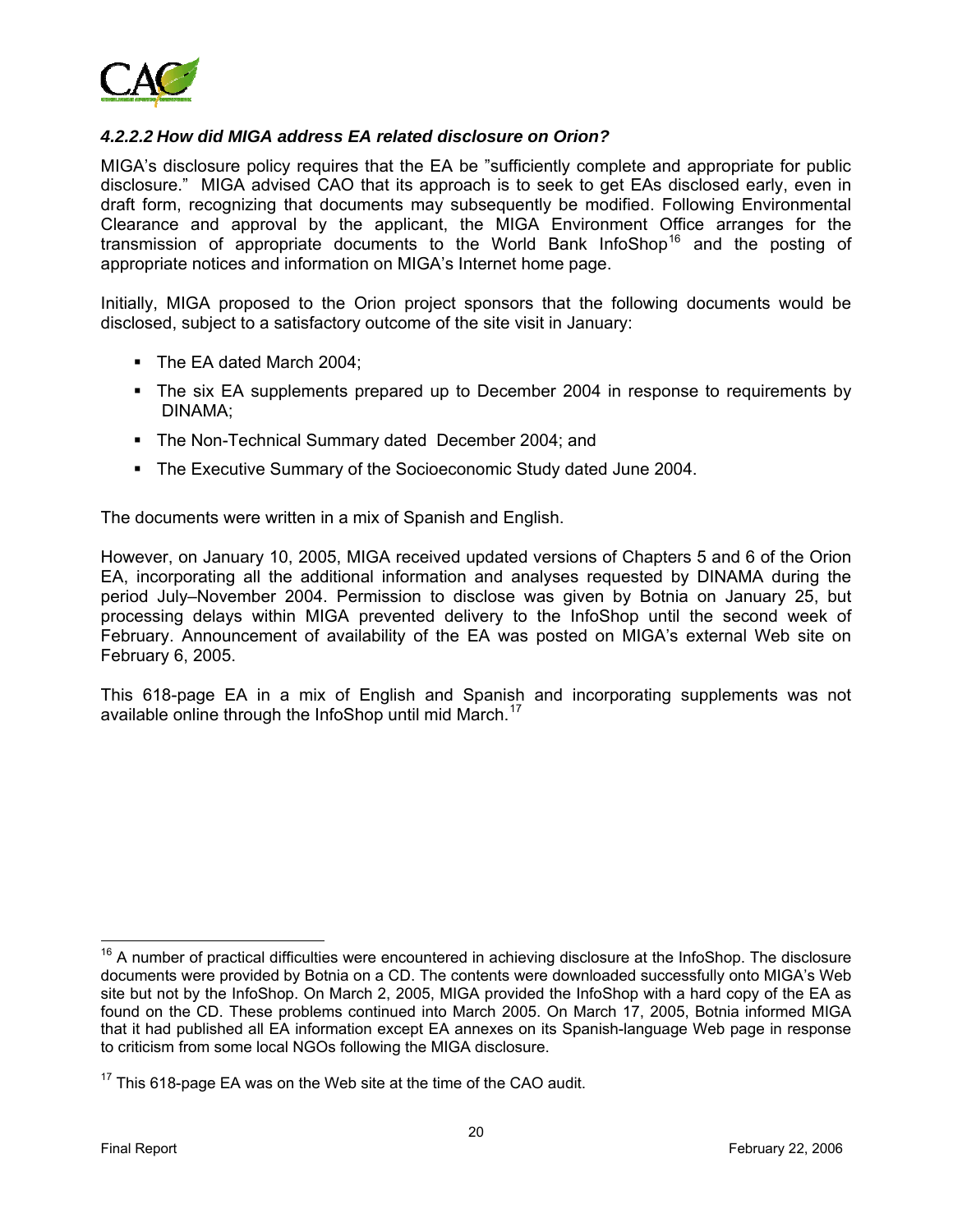#### *4.2.2.2 How did MIGA address EA related disclosure on Orion?*

MIGA's disclosure policy requires that the EA be "sufficiently complete and appropriate for public disclosure." MIGA advised CAO that its approach is to seek to get EAs disclosed early, even in draft form, recognizing that documents may subsequently be modified. Following Environmental Clearance and approval by the applicant, the MIGA Environment Office arranges for the transmission of appropriate documents to the World Bank InfoShop[16] and the posting of appropriate notices and information on MIGA's Internet home page.

Initially, MIGA proposed to the Orion project sponsors that the following documents would be disclosed, subject to a satisfactory outcome of the site visit in January:

- The EA dated March 2004;
- The six EA supplements prepared up to December 2004 in response to requirements by DINAMA;
- The Non-Technical Summary dated December 2004; and
- The Executive Summary of the Socioeconomic Study dated June 2004.

The documents were written in a mix of Spanish and English.

However, on January 10, 2005, MIGA received updated versions of Chapters 5 and 6 of the Orion EA, incorporating all the additional information and analyses requested by DINAMA during the period July–November 2004. Permission to disclose was given by Botnia on January 25, but processing delays within MIGA prevented delivery to the InfoShop until the second week of February. Announcement of availability of the EA was posted on MIGA's external Web site on February 6, 2005.

This 618-page EA in a mix of English and Spanish and incorporating supplements was not available online through the InfoShop until mid March.[17]

---

[16] A number of practical difficulties were encountered in achieving disclosure at the InfoShop. The disclosure documents were provided by Botnia on a CD. The contents were downloaded successfully onto MIGA's Web site but not by the InfoShop. On March 2, 2005, MIGA provided the InfoShop with a hard copy of the EA as found on the CD. These problems continued into March 2005. On March 17, 2005, Botnia informed MIGA that it had published all EA information except EA annexes on its Spanish-language Web page in response to criticism from some local NGOs following the MIGA disclosure.

[17] This 618-page EA was on the Web site at the time of the CAO audit.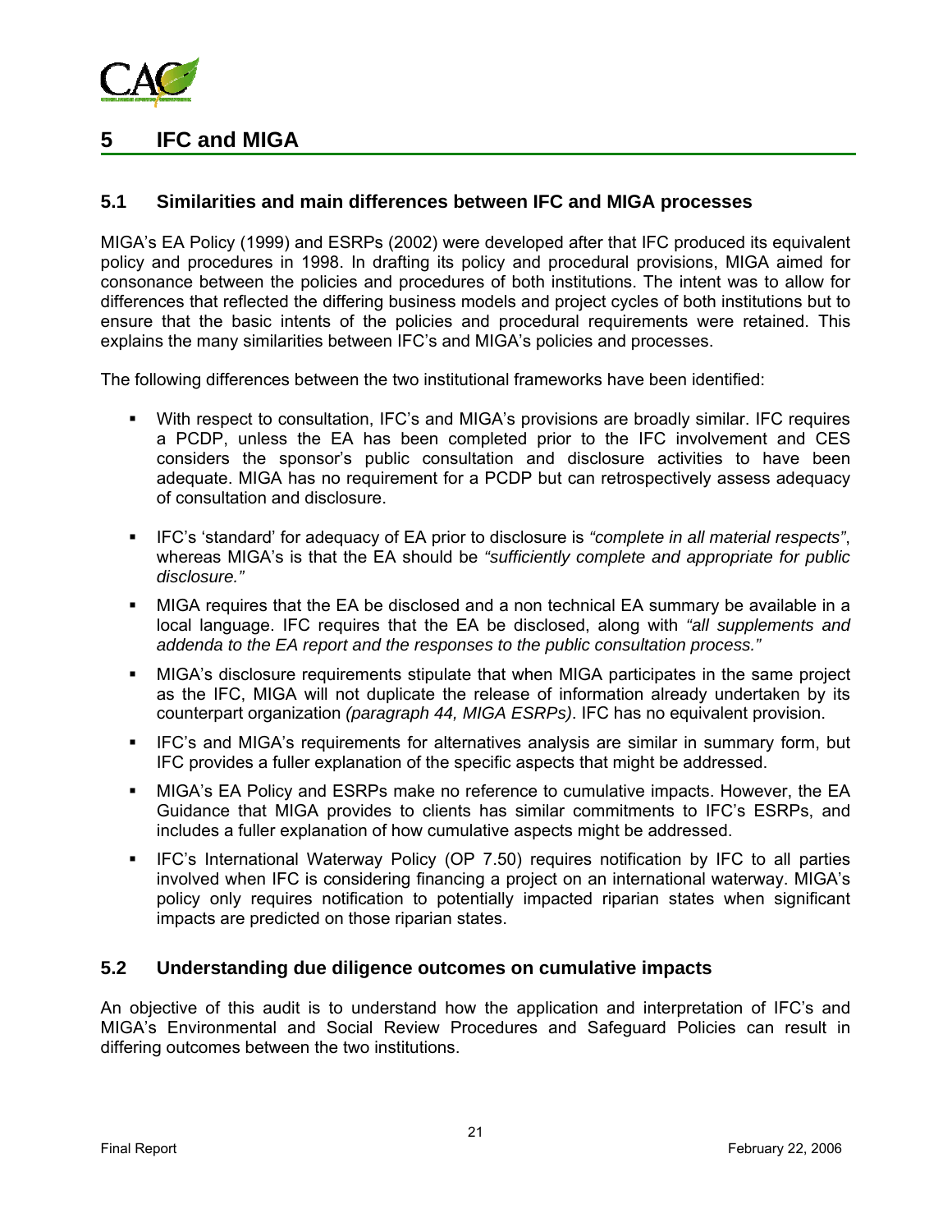# 5 IFC and MIGA

## 5.1 Similarities and main differences between IFC and MIGA processes

MIGA's EA Policy (1999) and ESRPs (2002) were developed after that IFC produced its equivalent policy and procedures in 1998. In drafting its policy and procedural provisions, MIGA aimed for consonance between the policies and procedures of both institutions. The intent was to allow for differences that reflected the differing business models and project cycles of both institutions but to ensure that the basic intents of the policies and procedural requirements were retained. This explains the many similarities between IFC's and MIGA's policies and processes.

The following differences between the two institutional frameworks have been identified:

- With respect to consultation, IFC's and MIGA's provisions are broadly similar. IFC requires a PCDP, unless the EA has been completed prior to the IFC involvement and CES considers the sponsor's public consultation and disclosure activities to have been adequate. MIGA has no requirement for a PCDP but can retrospectively assess adequacy of consultation and disclosure.
- IFC's 'standard' for adequacy of EA prior to disclosure is *"complete in all material respects"*, whereas MIGA's is that the EA should be *"sufficiently complete and appropriate for public disclosure."*
- MIGA requires that the EA be disclosed and a non technical EA summary be available in a local language. IFC requires that the EA be disclosed, along with *"all supplements and addenda to the EA report and the responses to the public consultation process."*
- MIGA's disclosure requirements stipulate that when MIGA participates in the same project as the IFC, MIGA will not duplicate the release of information already undertaken by its counterpart organization *(paragraph 44, MIGA ESRPs)*. IFC has no equivalent provision.
- IFC's and MIGA's requirements for alternatives analysis are similar in summary form, but IFC provides a fuller explanation of the specific aspects that might be addressed.
- MIGA's EA Policy and ESRPs make no reference to cumulative impacts. However, the EA Guidance that MIGA provides to clients has similar commitments to IFC's ESRPs, and includes a fuller explanation of how cumulative aspects might be addressed.
- IFC's International Waterway Policy (OP 7.50) requires notification by IFC to all parties involved when IFC is considering financing a project on an international waterway. MIGA's policy only requires notification to potentially impacted riparian states when significant impacts are predicted on those riparian states.

## 5.2 Understanding due diligence outcomes on cumulative impacts

An objective of this audit is to understand how the application and interpretation of IFC's and MIGA's Environmental and Social Review Procedures and Safeguard Policies can result in differing outcomes between the two institutions.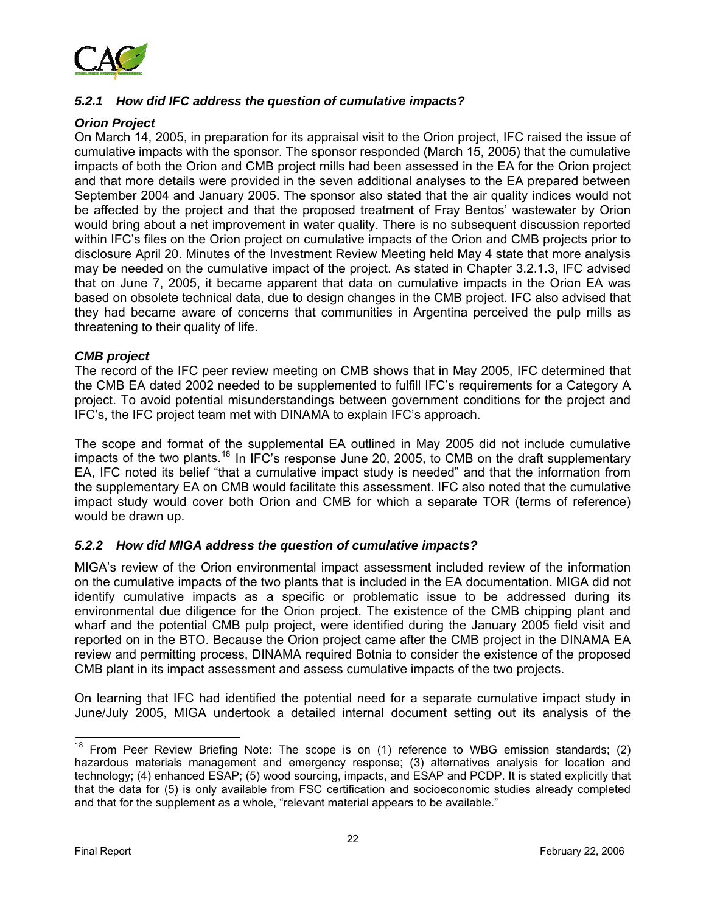### *5.2.1 How did IFC address the question of cumulative impacts?*

***Orion Project***

On March 14, 2005, in preparation for its appraisal visit to the Orion project, IFC raised the issue of cumulative impacts with the sponsor. The sponsor responded (March 15, 2005) that the cumulative impacts of both the Orion and CMB project mills had been assessed in the EA for the Orion project and that more details were provided in the seven additional analyses to the EA prepared between September 2004 and January 2005. The sponsor also stated that the air quality indices would not be affected by the project and that the proposed treatment of Fray Bentos' wastewater by Orion would bring about a net improvement in water quality. There is no subsequent discussion reported within IFC's files on the Orion project on cumulative impacts of the Orion and CMB projects prior to disclosure April 20. Minutes of the Investment Review Meeting held May 4 state that more analysis may be needed on the cumulative impact of the project. As stated in Chapter 3.2.1.3, IFC advised that on June 7, 2005, it became apparent that data on cumulative impacts in the Orion EA was based on obsolete technical data, due to design changes in the CMB project. IFC also advised that they had became aware of concerns that communities in Argentina perceived the pulp mills as threatening to their quality of life.

***CMB project***

The record of the IFC peer review meeting on CMB shows that in May 2005, IFC determined that the CMB EA dated 2002 needed to be supplemented to fulfill IFC's requirements for a Category A project. To avoid potential misunderstandings between government conditions for the project and IFC's, the IFC project team met with DINAMA to explain IFC's approach.

The scope and format of the supplemental EA outlined in May 2005 did not include cumulative impacts of the two plants.[18] In IFC's response June 20, 2005, to CMB on the draft supplementary EA, IFC noted its belief "that a cumulative impact study is needed" and that the information from the supplementary EA on CMB would facilitate this assessment. IFC also noted that the cumulative impact study would cover both Orion and CMB for which a separate TOR (terms of reference) would be drawn up.

### *5.2.2 How did MIGA address the question of cumulative impacts?*

MIGA's review of the Orion environmental impact assessment included review of the information on the cumulative impacts of the two plants that is included in the EA documentation. MIGA did not identify cumulative impacts as a specific or problematic issue to be addressed during its environmental due diligence for the Orion project. The existence of the CMB chipping plant and wharf and the potential CMB pulp project, were identified during the January 2005 field visit and reported on in the BTO. Because the Orion project came after the CMB project in the DINAMA EA review and permitting process, DINAMA required Botnia to consider the existence of the proposed CMB plant in its impact assessment and assess cumulative impacts of the two projects.

On learning that IFC had identified the potential need for a separate cumulative impact study in June/July 2005, MIGA undertook a detailed internal document setting out its analysis of the

---

[18] From Peer Review Briefing Note: The scope is on (1) reference to WBG emission standards; (2) hazardous materials management and emergency response; (3) alternatives analysis for location and technology; (4) enhanced ESAP; (5) wood sourcing, impacts, and ESAP and PCDP. It is stated explicitly that that the data for (5) is only available from FSC certification and socioeconomic studies already completed and that for the supplement as a whole, "relevant material appears to be available."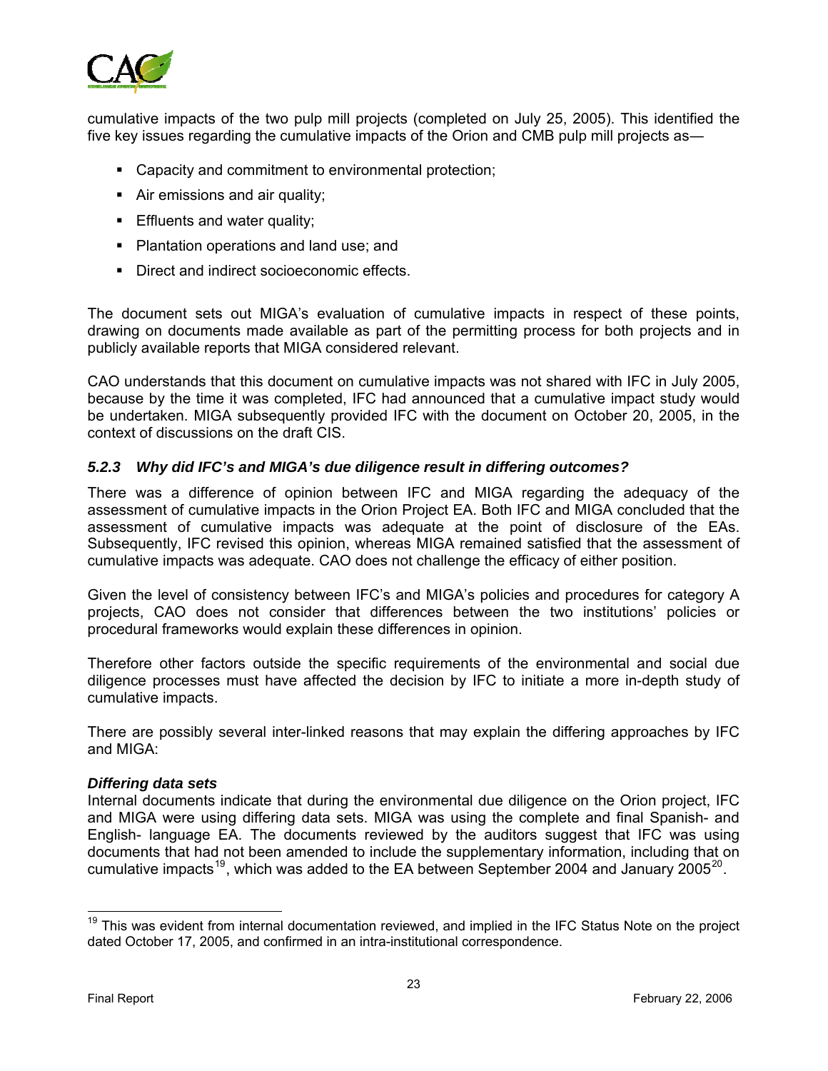cumulative impacts of the two pulp mill projects (completed on July 25, 2005). This identified the five key issues regarding the cumulative impacts of the Orion and CMB pulp mill projects as—

- Capacity and commitment to environmental protection;
- Air emissions and air quality;
- Effluents and water quality;
- Plantation operations and land use; and
- Direct and indirect socioeconomic effects.

The document sets out MIGA's evaluation of cumulative impacts in respect of these points, drawing on documents made available as part of the permitting process for both projects and in publicly available reports that MIGA considered relevant.

CAO understands that this document on cumulative impacts was not shared with IFC in July 2005, because by the time it was completed, IFC had announced that a cumulative impact study would be undertaken. MIGA subsequently provided IFC with the document on October 20, 2005, in the context of discussions on the draft CIS.

### *5.2.3 Why did IFC's and MIGA's due diligence result in differing outcomes?*

There was a difference of opinion between IFC and MIGA regarding the adequacy of the assessment of cumulative impacts in the Orion Project EA. Both IFC and MIGA concluded that the assessment of cumulative impacts was adequate at the point of disclosure of the EAs. Subsequently, IFC revised this opinion, whereas MIGA remained satisfied that the assessment of cumulative impacts was adequate. CAO does not challenge the efficacy of either position.

Given the level of consistency between IFC's and MIGA's policies and procedures for category A projects, CAO does not consider that differences between the two institutions' policies or procedural frameworks would explain these differences in opinion.

Therefore other factors outside the specific requirements of the environmental and social due diligence processes must have affected the decision by IFC to initiate a more in-depth study of cumulative impacts.

There are possibly several inter-linked reasons that may explain the differing approaches by IFC and MIGA:

***Differing data sets***

Internal documents indicate that during the environmental due diligence on the Orion project, IFC and MIGA were using differing data sets. MIGA was using the complete and final Spanish- and English- language EA. The documents reviewed by the auditors suggest that IFC was using documents that had not been amended to include the supplementary information, including that on cumulative impacts[19], which was added to the EA between September 2004 and January 2005[20].

[19] This was evident from internal documentation reviewed, and implied in the IFC Status Note on the project dated October 17, 2005, and confirmed in an intra-institutional correspondence.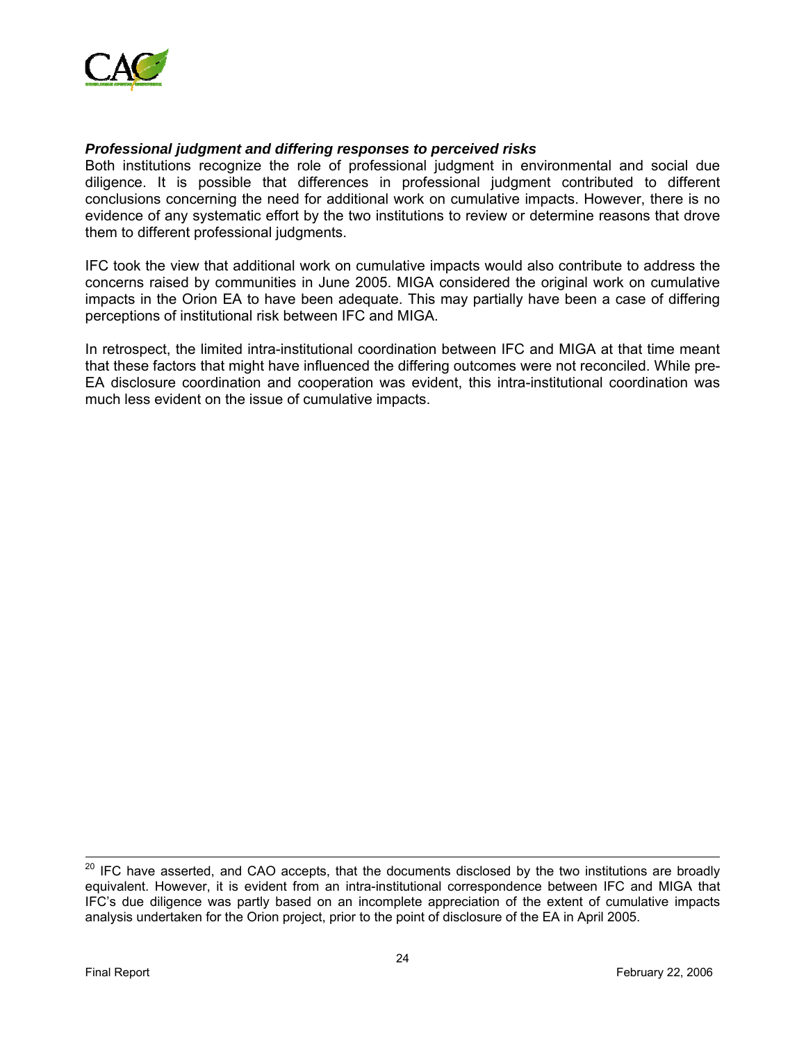***Professional judgment and differing responses to perceived risks***

Both institutions recognize the role of professional judgment in environmental and social due diligence. It is possible that differences in professional judgment contributed to different conclusions concerning the need for additional work on cumulative impacts. However, there is no evidence of any systematic effort by the two institutions to review or determine reasons that drove them to different professional judgments.

IFC took the view that additional work on cumulative impacts would also contribute to address the concerns raised by communities in June 2005. MIGA considered the original work on cumulative impacts in the Orion EA to have been adequate. This may partially have been a case of differing perceptions of institutional risk between IFC and MIGA.

In retrospect, the limited intra-institutional coordination between IFC and MIGA at that time meant that these factors that might have influenced the differing outcomes were not reconciled. While pre-EA disclosure coordination and cooperation was evident, this intra-institutional coordination was much less evident on the issue of cumulative impacts.

---

[20] IFC have asserted, and CAO accepts, that the documents disclosed by the two institutions are broadly equivalent. However, it is evident from an intra-institutional correspondence between IFC and MIGA that IFC's due diligence was partly based on an incomplete appreciation of the extent of cumulative impacts analysis undertaken for the Orion project, prior to the point of disclosure of the EA in April 2005.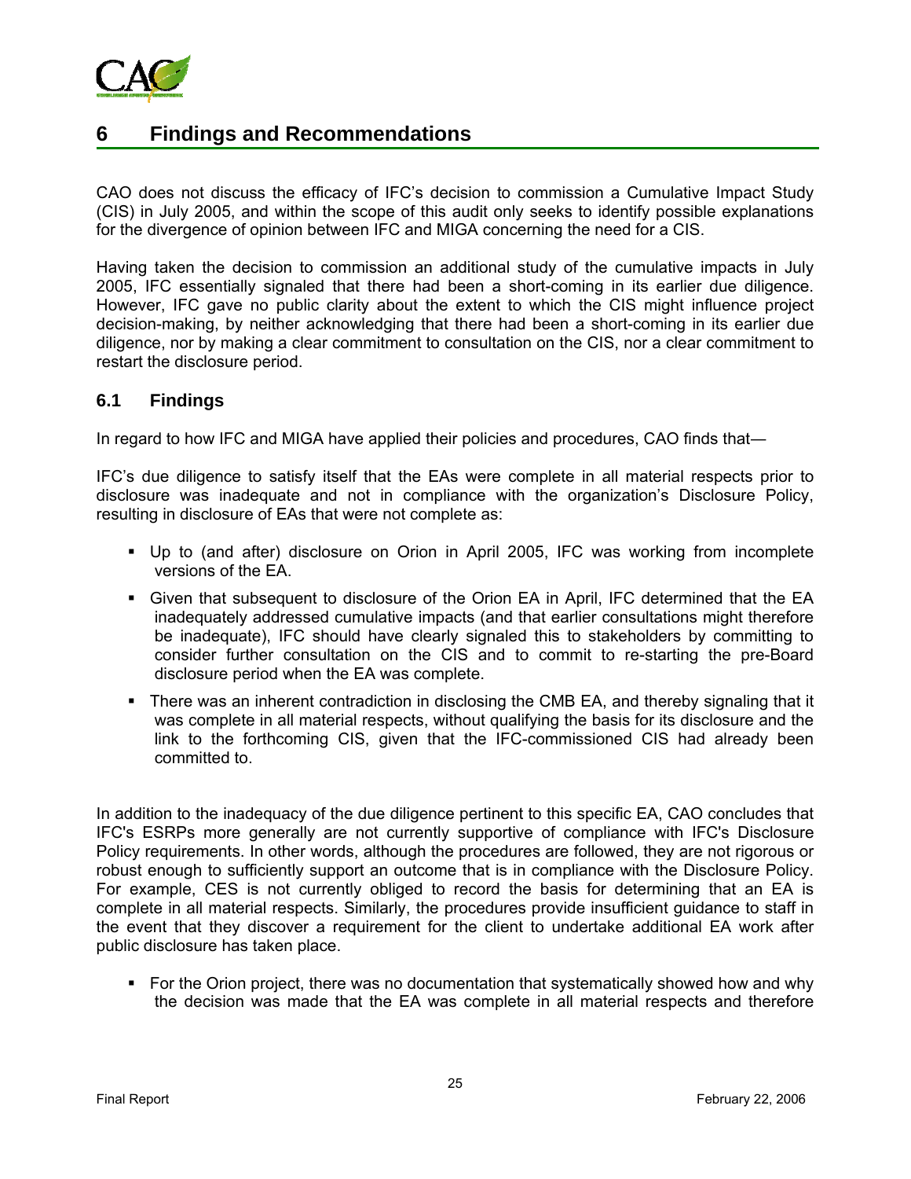## 6 Findings and Recommendations

CAO does not discuss the efficacy of IFC's decision to commission a Cumulative Impact Study (CIS) in July 2005, and within the scope of this audit only seeks to identify possible explanations for the divergence of opinion between IFC and MIGA concerning the need for a CIS.

Having taken the decision to commission an additional study of the cumulative impacts in July 2005, IFC essentially signaled that there had been a short-coming in its earlier due diligence. However, IFC gave no public clarity about the extent to which the CIS might influence project decision-making, by neither acknowledging that there had been a short-coming in its earlier due diligence, nor by making a clear commitment to consultation on the CIS, nor a clear commitment to restart the disclosure period.

### 6.1 Findings

In regard to how IFC and MIGA have applied their policies and procedures, CAO finds that—

IFC's due diligence to satisfy itself that the EAs were complete in all material respects prior to disclosure was inadequate and not in compliance with the organization's Disclosure Policy, resulting in disclosure of EAs that were not complete as:

- Up to (and after) disclosure on Orion in April 2005, IFC was working from incomplete versions of the EA.
- Given that subsequent to disclosure of the Orion EA in April, IFC determined that the EA inadequately addressed cumulative impacts (and that earlier consultations might therefore be inadequate), IFC should have clearly signaled this to stakeholders by committing to consider further consultation on the CIS and to commit to re-starting the pre-Board disclosure period when the EA was complete.
- There was an inherent contradiction in disclosing the CMB EA, and thereby signaling that it was complete in all material respects, without qualifying the basis for its disclosure and the link to the forthcoming CIS, given that the IFC-commissioned CIS had already been committed to.

In addition to the inadequacy of the due diligence pertinent to this specific EA, CAO concludes that IFC's ESRPs more generally are not currently supportive of compliance with IFC's Disclosure Policy requirements. In other words, although the procedures are followed, they are not rigorous or robust enough to sufficiently support an outcome that is in compliance with the Disclosure Policy. For example, CES is not currently obliged to record the basis for determining that an EA is complete in all material respects. Similarly, the procedures provide insufficient guidance to staff in the event that they discover a requirement for the client to undertake additional EA work after public disclosure has taken place.

- For the Orion project, there was no documentation that systematically showed how and why the decision was made that the EA was complete in all material respects and therefore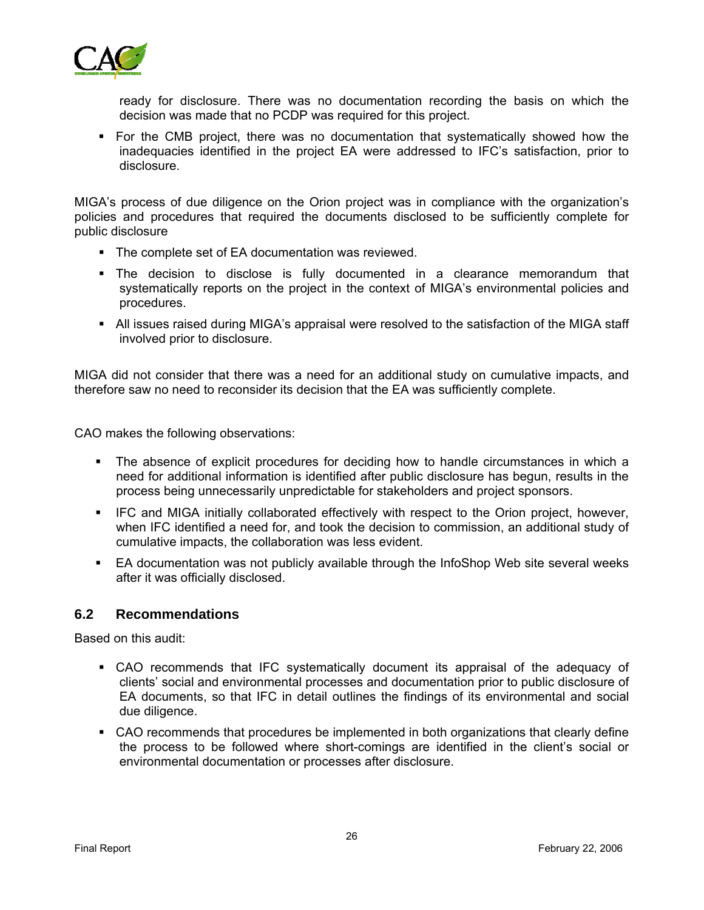ready for disclosure. There was no documentation recording the basis on which the decision was made that no PCDP was required for this project.

- For the CMB project, there was no documentation that systematically showed how the inadequacies identified in the project EA were addressed to IFC's satisfaction, prior to disclosure.

MIGA's process of due diligence on the Orion project was in compliance with the organization's policies and procedures that required the documents disclosed to be sufficiently complete for public disclosure

- The complete set of EA documentation was reviewed.
- The decision to disclose is fully documented in a clearance memorandum that systematically reports on the project in the context of MIGA's environmental policies and procedures.
- All issues raised during MIGA's appraisal were resolved to the satisfaction of the MIGA staff involved prior to disclosure.

MIGA did not consider that there was a need for an additional study on cumulative impacts, and therefore saw no need to reconsider its decision that the EA was sufficiently complete.

CAO makes the following observations:

- The absence of explicit procedures for deciding how to handle circumstances in which a need for additional information is identified after public disclosure has begun, results in the process being unnecessarily unpredictable for stakeholders and project sponsors.
- IFC and MIGA initially collaborated effectively with respect to the Orion project, however, when IFC identified a need for, and took the decision to commission, an additional study of cumulative impacts, the collaboration was less evident.
- EA documentation was not publicly available through the InfoShop Web site several weeks after it was officially disclosed.

## 6.2 Recommendations

Based on this audit:

- CAO recommends that IFC systematically document its appraisal of the adequacy of clients' social and environmental processes and documentation prior to public disclosure of EA documents, so that IFC in detail outlines the findings of its environmental and social due diligence.
- CAO recommends that procedures be implemented in both organizations that clearly define the process to be followed where short-comings are identified in the client's social or environmental documentation or processes after disclosure.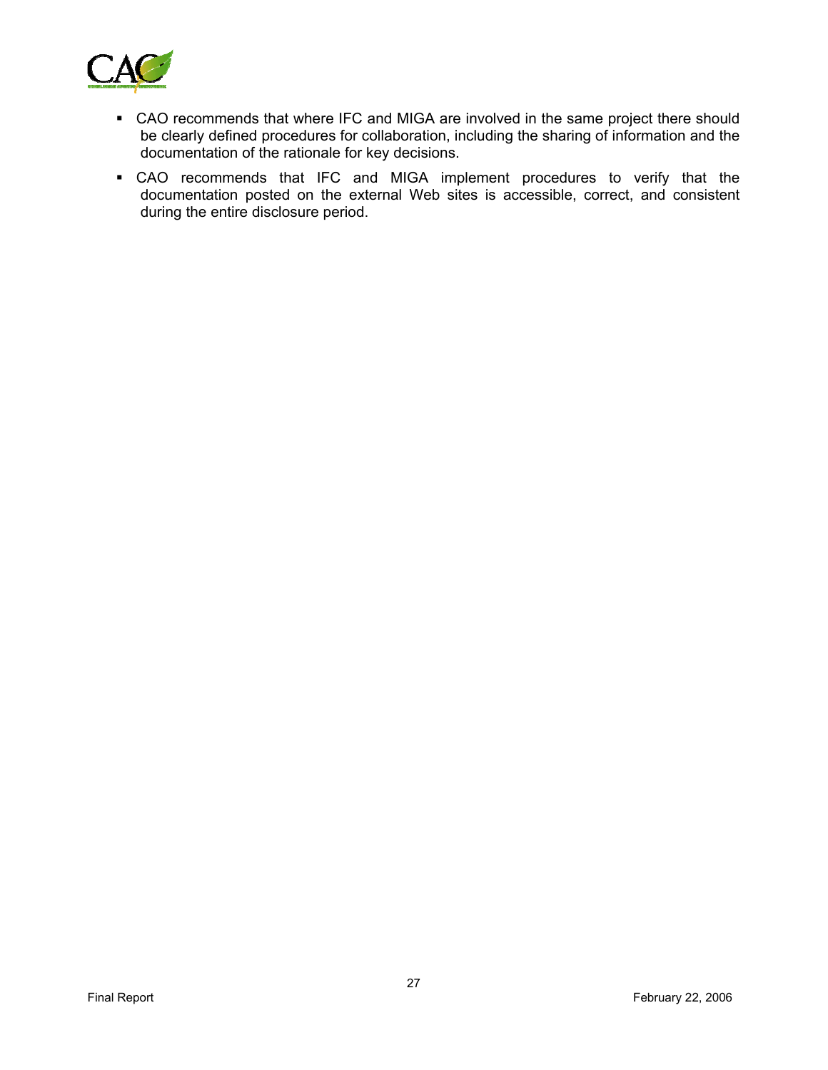- CAO recommends that where IFC and MIGA are involved in the same project there should be clearly defined procedures for collaboration, including the sharing of information and the documentation of the rationale for key decisions.
- CAO recommends that IFC and MIGA implement procedures to verify that the documentation posted on the external Web sites is accessible, correct, and consistent during the entire disclosure period.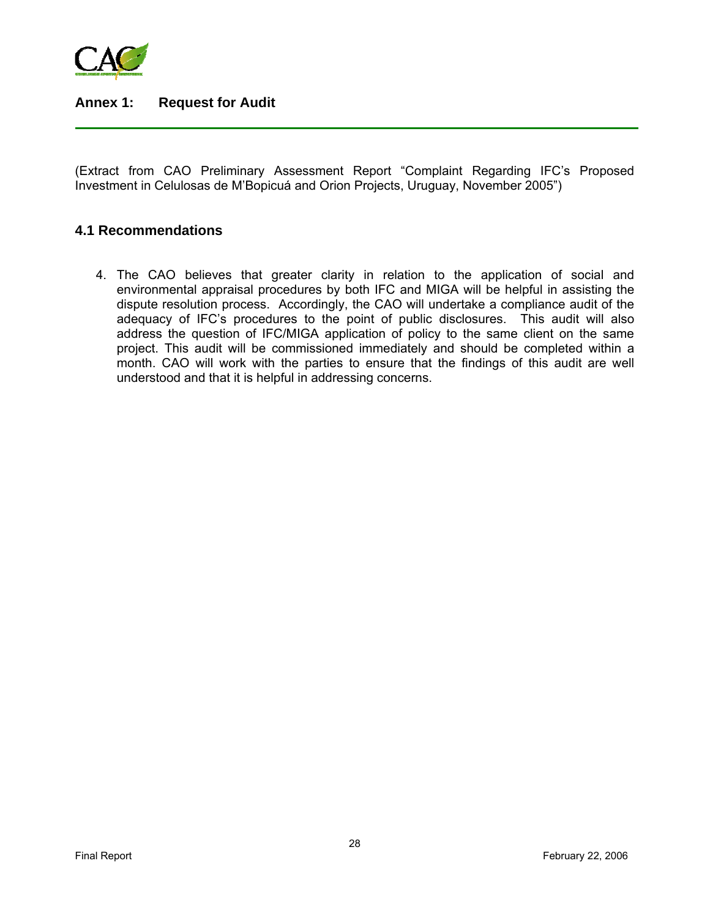## Annex 1: Request for Audit

(Extract from CAO Preliminary Assessment Report "Complaint Regarding IFC's Proposed Investment in Celulosas de M'Bopicuá and Orion Projects, Uruguay, November 2005")

### 4.1 Recommendations

4. The CAO believes that greater clarity in relation to the application of social and environmental appraisal procedures by both IFC and MIGA will be helpful in assisting the dispute resolution process. Accordingly, the CAO will undertake a compliance audit of the adequacy of IFC's procedures to the point of public disclosures. This audit will also address the question of IFC/MIGA application of policy to the same client on the same project. This audit will be commissioned immediately and should be completed within a month. CAO will work with the parties to ensure that the findings of this audit are well understood and that it is helpful in addressing concerns.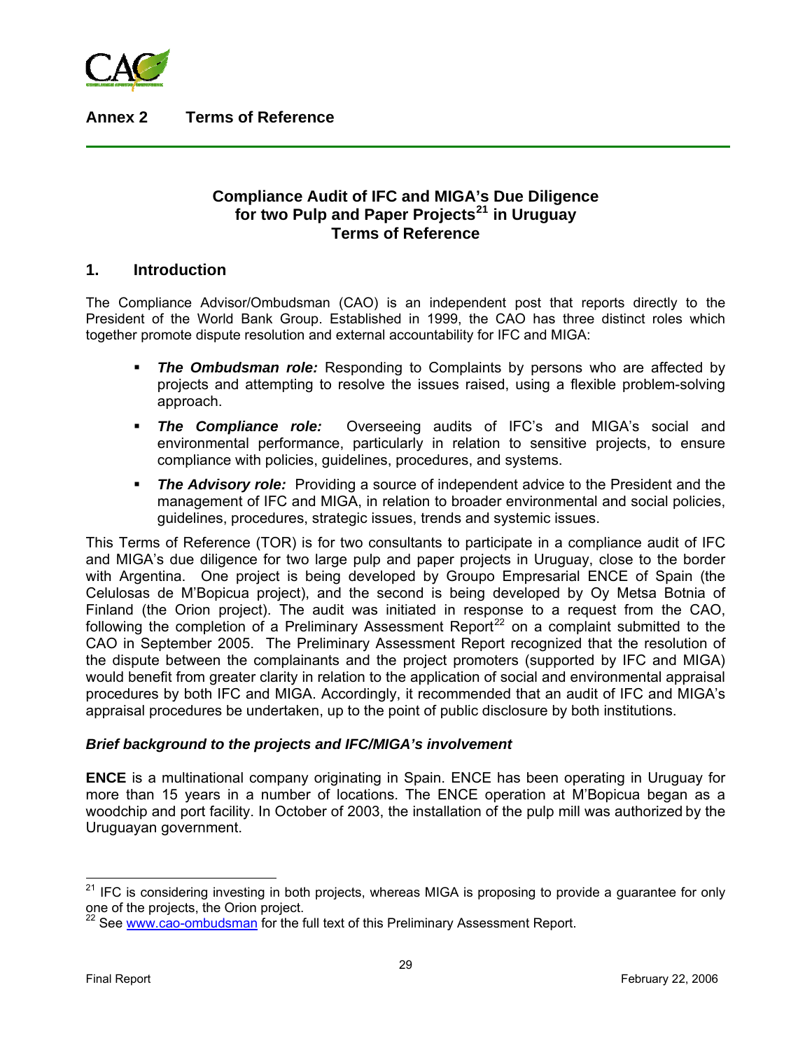## Annex 2 Terms of Reference

### Compliance Audit of IFC and MIGA's Due Diligence for two Pulp and Paper Projects[21] in Uruguay Terms of Reference

## 1. Introduction

The Compliance Advisor/Ombudsman (CAO) is an independent post that reports directly to the President of the World Bank Group. Established in 1999, the CAO has three distinct roles which together promote dispute resolution and external accountability for IFC and MIGA:

- ***The Ombudsman role:*** Responding to Complaints by persons who are affected by projects and attempting to resolve the issues raised, using a flexible problem-solving approach.
- ***The Compliance role:*** Overseeing audits of IFC's and MIGA's social and environmental performance, particularly in relation to sensitive projects, to ensure compliance with policies, guidelines, procedures, and systems.
- ***The Advisory role:*** Providing a source of independent advice to the President and the management of IFC and MIGA, in relation to broader environmental and social policies, guidelines, procedures, strategic issues, trends and systemic issues.

This Terms of Reference (TOR) is for two consultants to participate in a compliance audit of IFC and MIGA's due diligence for two large pulp and paper projects in Uruguay, close to the border with Argentina. One project is being developed by Groupo Empresarial ENCE of Spain (the Celulosas de M'Bopicua project), and the second is being developed by Oy Metsa Botnia of Finland (the Orion project). The audit was initiated in response to a request from the CAO, following the completion of a Preliminary Assessment Report[22] on a complaint submitted to the CAO in September 2005. The Preliminary Assessment Report recognized that the resolution of the dispute between the complainants and the project promoters (supported by IFC and MIGA) would benefit from greater clarity in relation to the application of social and environmental appraisal procedures by both IFC and MIGA. Accordingly, it recommended that an audit of IFC and MIGA's appraisal procedures be undertaken, up to the point of public disclosure by both institutions.

***Brief background to the projects and IFC/MIGA's involvement***

**ENCE** is a multinational company originating in Spain. ENCE has been operating in Uruguay for more than 15 years in a number of locations. The ENCE operation at M'Bopicua began as a woodchip and port facility. In October of 2003, the installation of the pulp mill was authorized by the Uruguayan government.

---

[21] IFC is considering investing in both projects, whereas MIGA is proposing to provide a guarantee for only one of the projects, the Orion project.

[22] See www.cao-ombudsman for the full text of this Preliminary Assessment Report.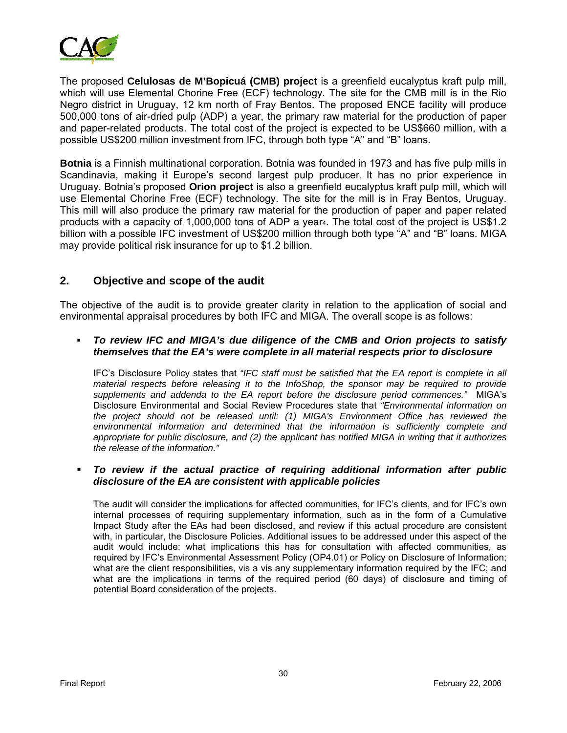The proposed **Celulosas de M'Bopicuá (CMB) project** is a greenfield eucalyptus kraft pulp mill, which will use Elemental Chorine Free (ECF) technology. The site for the CMB mill is in the Rio Negro district in Uruguay, 12 km north of Fray Bentos. The proposed ENCE facility will produce 500,000 tons of air-dried pulp (ADP) a year, the primary raw material for the production of paper and paper-related products. The total cost of the project is expected to be US$660 million, with a possible US$200 million investment from IFC, through both type "A" and "B" loans.

**Botnia** is a Finnish multinational corporation. Botnia was founded in 1973 and has five pulp mills in Scandinavia, making it Europe's second largest pulp producer. It has no prior experience in Uruguay. Botnia's proposed **Orion project** is also a greenfield eucalyptus kraft pulp mill, which will use Elemental Chorine Free (ECF) technology. The site for the mill is in Fray Bentos, Uruguay. This mill will also produce the primary raw material for the production of paper and paper related products with a capacity of 1,000,000 tons of ADP a year[4]. The total cost of the project is US$1.2 billion with a possible IFC investment of US$200 million through both type "A" and "B" loans. MIGA may provide political risk insurance for up to $1.2 billion.

## 2. Objective and scope of the audit

The objective of the audit is to provide greater clarity in relation to the application of social and environmental appraisal procedures by both IFC and MIGA. The overall scope is as follows:

- ***To review IFC and MIGA's due diligence of the CMB and Orion projects to satisfy themselves that the EA's were complete in all material respects prior to disclosure***

  IFC's Disclosure Policy states that *"IFC staff must be satisfied that the EA report is complete in all material respects before releasing it to the InfoShop, the sponsor may be required to provide supplements and addenda to the EA report before the disclosure period commences."* MIGA's Disclosure Environmental and Social Review Procedures state that *"Environmental information on the project should not be released until: (1) MIGA's Environment Office has reviewed the environmental information and determined that the information is sufficiently complete and appropriate for public disclosure, and (2) the applicant has notified MIGA in writing that it authorizes the release of the information."*

- ***To review if the actual practice of requiring additional information after public disclosure of the EA are consistent with applicable policies***

  The audit will consider the implications for affected communities, for IFC's clients, and for IFC's own internal processes of requiring supplementary information, such as in the form of a Cumulative Impact Study after the EAs had been disclosed, and review if this actual procedure are consistent with, in particular, the Disclosure Policies. Additional issues to be addressed under this aspect of the audit would include: what implications this has for consultation with affected communities, as required by IFC's Environmental Assessment Policy (OP4.01) or Policy on Disclosure of Information; what are the client responsibilities, vis a vis any supplementary information required by the IFC; and what are the implications in terms of the required period (60 days) of disclosure and timing of potential Board consideration of the projects.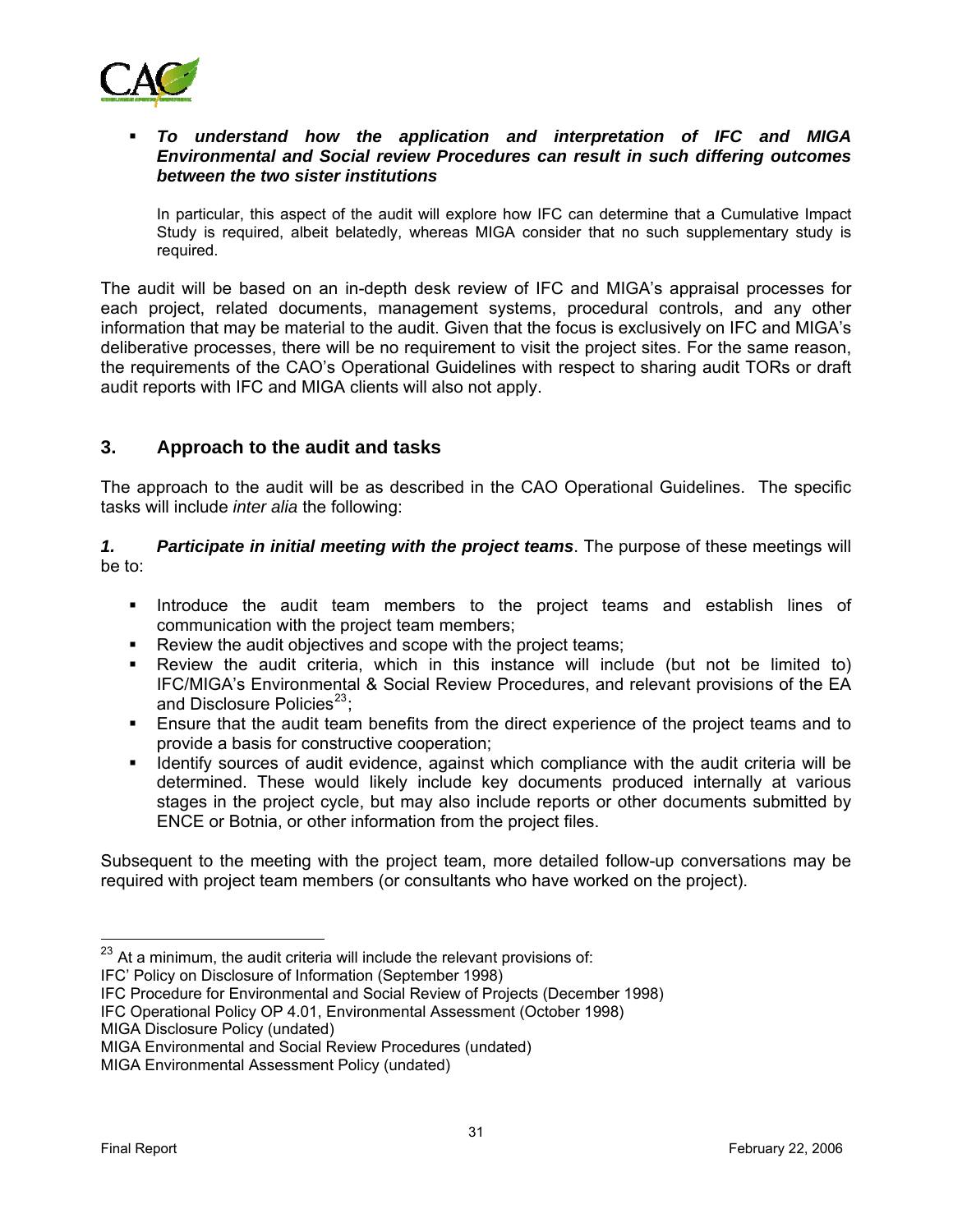- ***To understand how the application and interpretation of IFC and MIGA Environmental and Social review Procedures can result in such differing outcomes between the two sister institutions***

  In particular, this aspect of the audit will explore how IFC can determine that a Cumulative Impact Study is required, albeit belatedly, whereas MIGA consider that no such supplementary study is required.

The audit will be based on an in-depth desk review of IFC and MIGA's appraisal processes for each project, related documents, management systems, procedural controls, and any other information that may be material to the audit. Given that the focus is exclusively on IFC and MIGA's deliberative processes, there will be no requirement to visit the project sites. For the same reason, the requirements of the CAO's Operational Guidelines with respect to sharing audit TORs or draft audit reports with IFC and MIGA clients will also not apply.

## 3. Approach to the audit and tasks

The approach to the audit will be as described in the CAO Operational Guidelines. The specific tasks will include *inter alia* the following:

***1. Participate in initial meeting with the project teams***. The purpose of these meetings will be to:

- Introduce the audit team members to the project teams and establish lines of communication with the project team members;
- Review the audit objectives and scope with the project teams;
- Review the audit criteria, which in this instance will include (but not be limited to) IFC/MIGA's Environmental & Social Review Procedures, and relevant provisions of the EA and Disclosure Policies[23];
- Ensure that the audit team benefits from the direct experience of the project teams and to provide a basis for constructive cooperation;
- Identify sources of audit evidence, against which compliance with the audit criteria will be determined. These would likely include key documents produced internally at various stages in the project cycle, but may also include reports or other documents submitted by ENCE or Botnia, or other information from the project files.

Subsequent to the meeting with the project team, more detailed follow-up conversations may be required with project team members (or consultants who have worked on the project).

---

[23] At a minimum, the audit criteria will include the relevant provisions of:
IFC' Policy on Disclosure of Information (September 1998)
IFC Procedure for Environmental and Social Review of Projects (December 1998)
IFC Operational Policy OP 4.01, Environmental Assessment (October 1998)
MIGA Disclosure Policy (undated)
MIGA Environmental and Social Review Procedures (undated)
MIGA Environmental Assessment Policy (undated)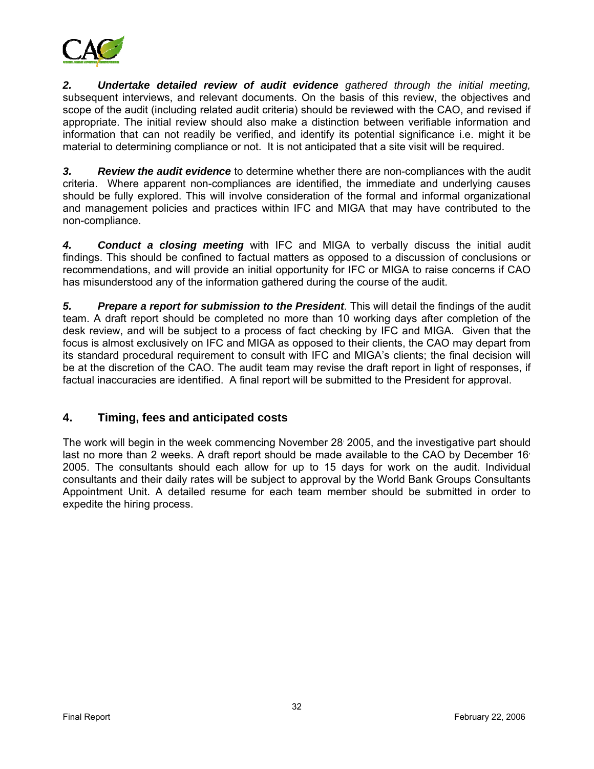***2. Undertake detailed review of audit evidence** gathered through the initial meeting,* subsequent interviews, and relevant documents. On the basis of this review, the objectives and scope of the audit (including related audit criteria) should be reviewed with the CAO, and revised if appropriate. The initial review should also make a distinction between verifiable information and information that can not readily be verified, and identify its potential significance i.e. might it be material to determining compliance or not. It is not anticipated that a site visit will be required.

***3. Review the audit evidence*** to determine whether there are non-compliances with the audit criteria. Where apparent non-compliances are identified, the immediate and underlying causes should be fully explored. This will involve consideration of the formal and informal organizational and management policies and practices within IFC and MIGA that may have contributed to the non-compliance.

***4. Conduct a closing meeting*** with IFC and MIGA to verbally discuss the initial audit findings. This should be confined to factual matters as opposed to a discussion of conclusions or recommendations, and will provide an initial opportunity for IFC or MIGA to raise concerns if CAO has misunderstood any of the information gathered during the course of the audit.

***5. Prepare a report for submission to the President***. This will detail the findings of the audit team. A draft report should be completed no more than 10 working days after completion of the desk review, and will be subject to a process of fact checking by IFC and MIGA. Given that the focus is almost exclusively on IFC and MIGA as opposed to their clients, the CAO may depart from its standard procedural requirement to consult with IFC and MIGA's clients; the final decision will be at the discretion of the CAO. The audit team may revise the draft report in light of responses, if factual inaccuracies are identified. A final report will be submitted to the President for approval.

## 4. Timing, fees and anticipated costs

The work will begin in the week commencing November 28, 2005, and the investigative part should last no more than 2 weeks. A draft report should be made available to the CAO by December 16, 2005. The consultants should each allow for up to 15 days for work on the audit. Individual consultants and their daily rates will be subject to approval by the World Bank Groups Consultants Appointment Unit. A detailed resume for each team member should be submitted in order to expedite the hiring process.